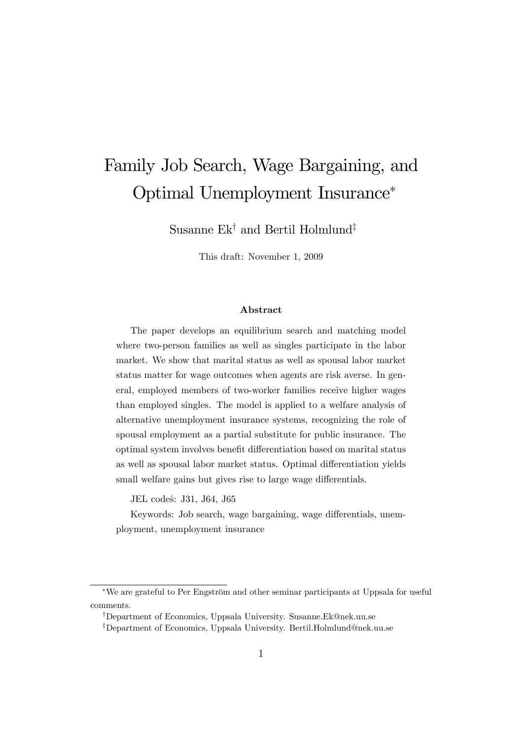# Family Job Search, Wage Bargaining, and Optimal Unemployment Insurance[*]

Susanne Ek[†] and Bertil Holmlund[‡]

This draft: November 1, 2009

### Abstract

The paper develops an equilibrium search and matching model where two-person families as well as singles participate in the labor market. We show that marital status as well as spousal labor market status matter for wage outcomes when agents are risk averse. In general, employed members of two-worker families receive higher wages than employed singles. The model is applied to a welfare analysis of alternative unemployment insurance systems, recognizing the role of spousal employment as a partial substitute for public insurance. The optimal system involves benefit differentiation based on marital status as well as spousal labor market status. Optimal differentiation yields small welfare gains but gives rise to large wage differentials.

JEL codeš: J31, J64, J65

Keywords: Job search, wage bargaining, wage differentials, unemployment, unemployment insurance

---

[*]We are grateful to Per Engström and other seminar participants at Uppsala for useful comments.

[†]Department of Economics, Uppsala University. Susanne.Ek@nek.uu.se

[‡]Department of Economics, Uppsala University. Bertil.Holmlund@nek.uu.se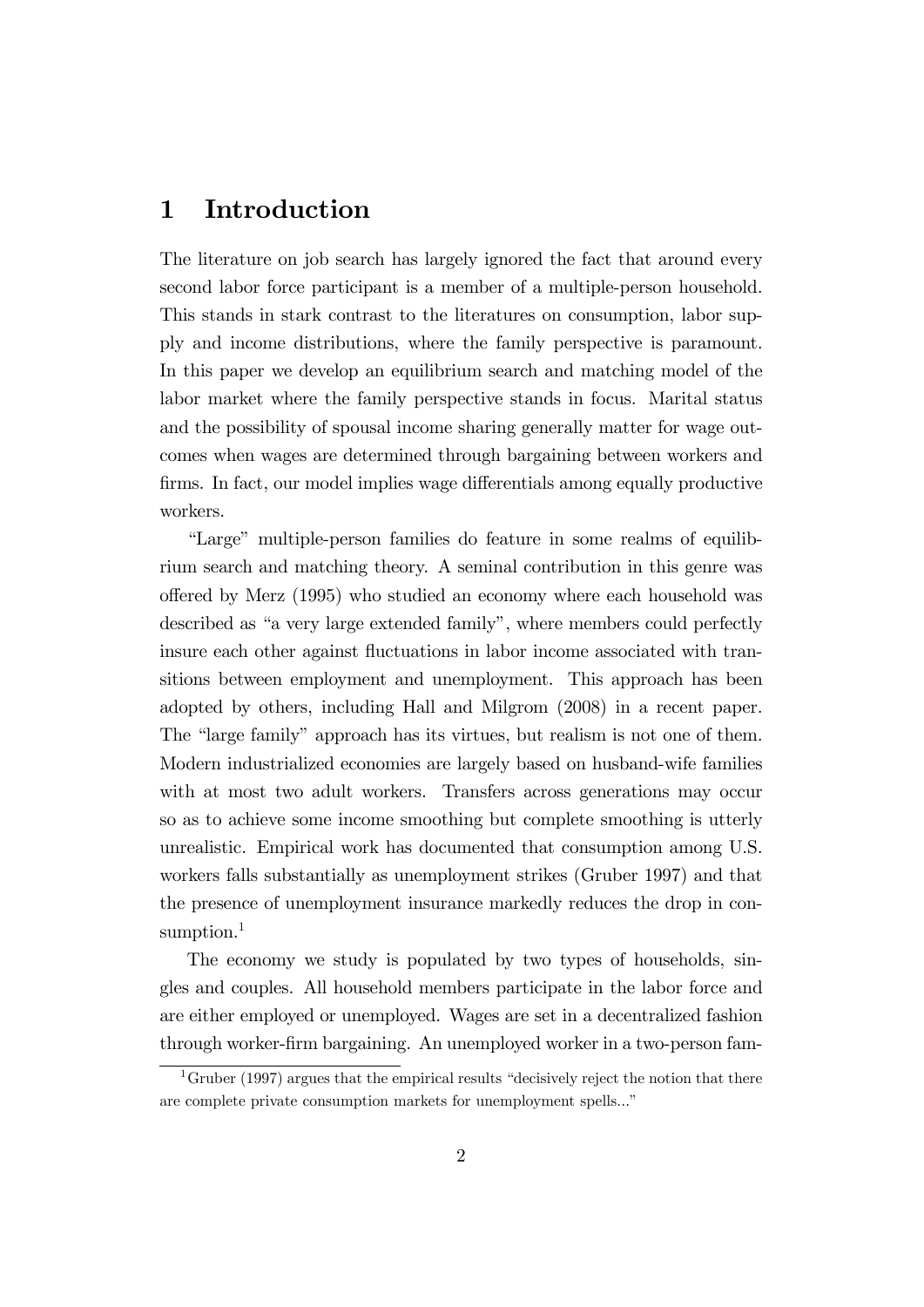# 1 Introduction

The literature on job search has largely ignored the fact that around every second labor force participant is a member of a multiple-person household. This stands in stark contrast to the literatures on consumption, labor supply and income distributions, where the family perspective is paramount. In this paper we develop an equilibrium search and matching model of the labor market where the family perspective stands in focus. Marital status and the possibility of spousal income sharing generally matter for wage outcomes when wages are determined through bargaining between workers and firms. In fact, our model implies wage differentials among equally productive workers.

"Large" multiple-person families do feature in some realms of equilibrium search and matching theory. A seminal contribution in this genre was offered by Merz (1995) who studied an economy where each household was described as "a very large extended family", where members could perfectly insure each other against fluctuations in labor income associated with transitions between employment and unemployment. This approach has been adopted by others, including Hall and Milgrom (2008) in a recent paper. The "large family" approach has its virtues, but realism is not one of them. Modern industrialized economies are largely based on husband-wife families with at most two adult workers. Transfers across generations may occur so as to achieve some income smoothing but complete smoothing is utterly unrealistic. Empirical work has documented that consumption among U.S. workers falls substantially as unemployment strikes (Gruber 1997) and that the presence of unemployment insurance markedly reduces the drop in consumption.[1]

The economy we study is populated by two types of households, singles and couples. All household members participate in the labor force and are either employed or unemployed. Wages are set in a decentralized fashion through worker-firm bargaining. An unemployed worker in a two-person fam-

[1] Gruber (1997) argues that the empirical results "decisively reject the notion that there are complete private consumption markets for unemployment spells..."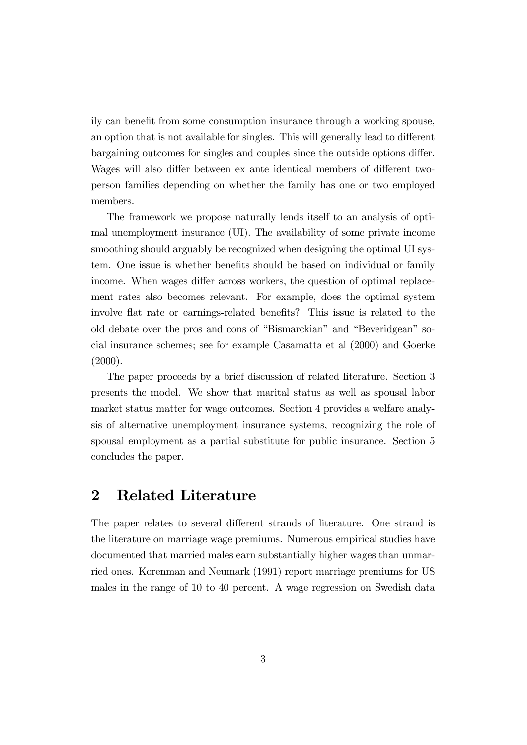ily can benefit from some consumption insurance through a working spouse, an option that is not available for singles. This will generally lead to different bargaining outcomes for singles and couples since the outside options differ. Wages will also differ between ex ante identical members of different two-person families depending on whether the family has one or two employed members.

The framework we propose naturally lends itself to an analysis of optimal unemployment insurance (UI). The availability of some private income smoothing should arguably be recognized when designing the optimal UI system. One issue is whether benefits should be based on individual or family income. When wages differ across workers, the question of optimal replacement rates also becomes relevant. For example, does the optimal system involve flat rate or earnings-related benefits? This issue is related to the old debate over the pros and cons of "Bismarckian" and "Beveridgean" social insurance schemes; see for example Casamatta et al (2000) and Goerke (2000).

The paper proceeds by a brief discussion of related literature. Section 3 presents the model. We show that marital status as well as spousal labor market status matter for wage outcomes. Section 4 provides a welfare analysis of alternative unemployment insurance systems, recognizing the role of spousal employment as a partial substitute for public insurance. Section 5 concludes the paper.

## 2 Related Literature

The paper relates to several different strands of literature. One strand is the literature on marriage wage premiums. Numerous empirical studies have documented that married males earn substantially higher wages than unmarried ones. Korenman and Neumark (1991) report marriage premiums for US males in the range of 10 to 40 percent. A wage regression on Swedish data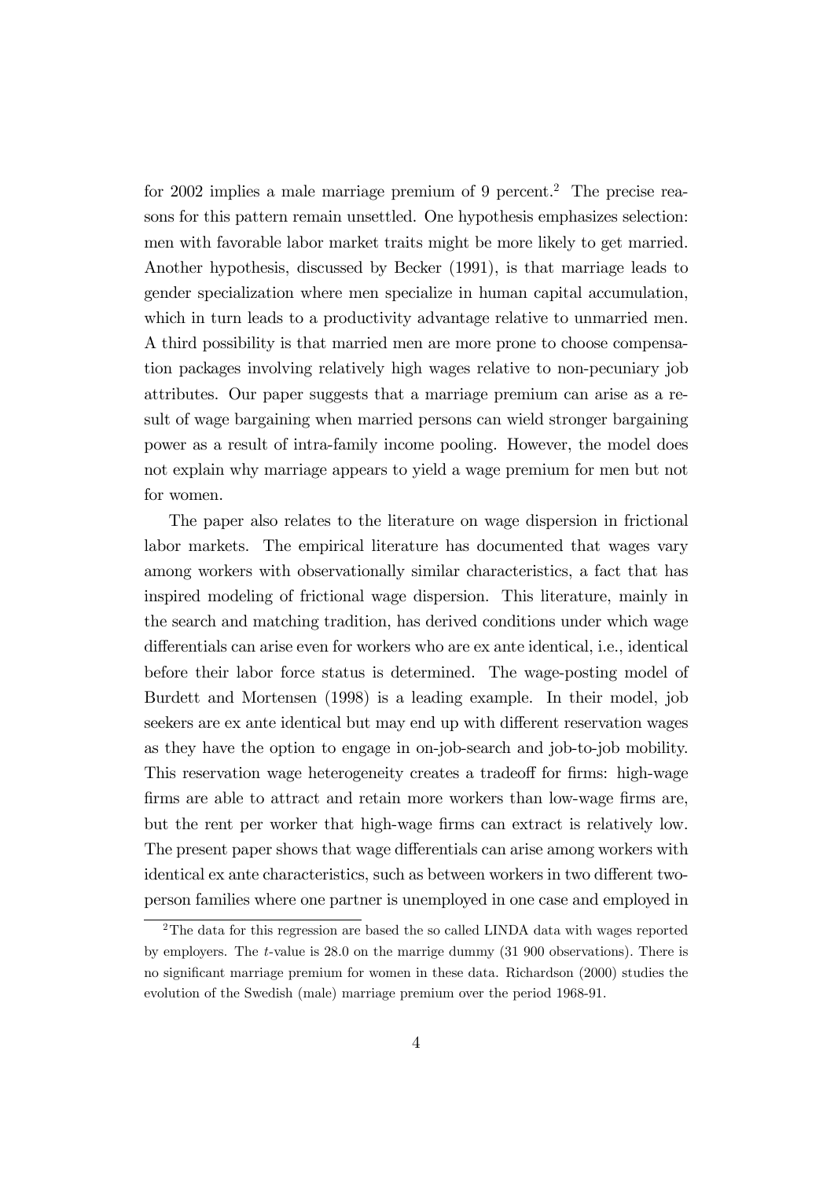for 2002 implies a male marriage premium of 9 percent.[2] The precise reasons for this pattern remain unsettled. One hypothesis emphasizes selection: men with favorable labor market traits might be more likely to get married. Another hypothesis, discussed by Becker (1991), is that marriage leads to gender specialization where men specialize in human capital accumulation, which in turn leads to a productivity advantage relative to unmarried men. A third possibility is that married men are more prone to choose compensation packages involving relatively high wages relative to non-pecuniary job attributes. Our paper suggests that a marriage premium can arise as a result of wage bargaining when married persons can wield stronger bargaining power as a result of intra-family income pooling. However, the model does not explain why marriage appears to yield a wage premium for men but not for women.

The paper also relates to the literature on wage dispersion in frictional labor markets. The empirical literature has documented that wages vary among workers with observationally similar characteristics, a fact that has inspired modeling of frictional wage dispersion. This literature, mainly in the search and matching tradition, has derived conditions under which wage differentials can arise even for workers who are ex ante identical, i.e., identical before their labor force status is determined. The wage-posting model of Burdett and Mortensen (1998) is a leading example. In their model, job seekers are ex ante identical but may end up with different reservation wages as they have the option to engage in on-job-search and job-to-job mobility. This reservation wage heterogeneity creates a tradeoff for firms: high-wage firms are able to attract and retain more workers than low-wage firms are, but the rent per worker that high-wage firms can extract is relatively low. The present paper shows that wage differentials can arise among workers with identical ex ante characteristics, such as between workers in two different two-person families where one partner is unemployed in one case and employed in

[2] The data for this regression are based the so called LINDA data with wages reported by employers. The $t$-value is 28.0 on the marrige dummy (31 900 observations). There is no significant marriage premium for women in these data. Richardson (2000) studies the evolution of the Swedish (male) marriage premium over the period 1968-91.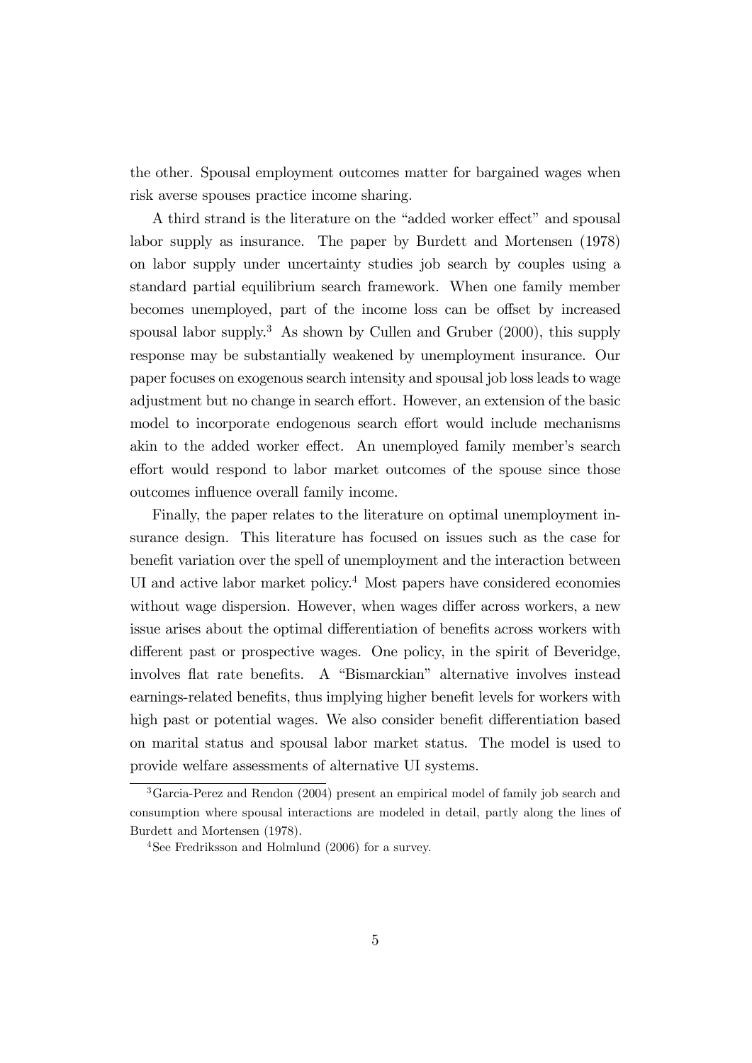the other. Spousal employment outcomes matter for bargained wages when risk averse spouses practice income sharing.

A third strand is the literature on the "added worker effect" and spousal labor supply as insurance. The paper by Burdett and Mortensen (1978) on labor supply under uncertainty studies job search by couples using a standard partial equilibrium search framework. When one family member becomes unemployed, part of the income loss can be offset by increased spousal labor supply.[3] As shown by Cullen and Gruber (2000), this supply response may be substantially weakened by unemployment insurance. Our paper focuses on exogenous search intensity and spousal job loss leads to wage adjustment but no change in search effort. However, an extension of the basic model to incorporate endogenous search effort would include mechanisms akin to the added worker effect. An unemployed family member's search effort would respond to labor market outcomes of the spouse since those outcomes influence overall family income.

Finally, the paper relates to the literature on optimal unemployment insurance design. This literature has focused on issues such as the case for benefit variation over the spell of unemployment and the interaction between UI and active labor market policy.[4] Most papers have considered economies without wage dispersion. However, when wages differ across workers, a new issue arises about the optimal differentiation of benefits across workers with different past or prospective wages. One policy, in the spirit of Beveridge, involves flat rate benefits. A "Bismarckian" alternative involves instead earnings-related benefits, thus implying higher benefit levels for workers with high past or potential wages. We also consider benefit differentiation based on marital status and spousal labor market status. The model is used to provide welfare assessments of alternative UI systems.

[3] Garcia-Perez and Rendon (2004) present an empirical model of family job search and consumption where spousal interactions are modeled in detail, partly along the lines of Burdett and Mortensen (1978).

[4] See Fredriksson and Holmlund (2006) for a survey.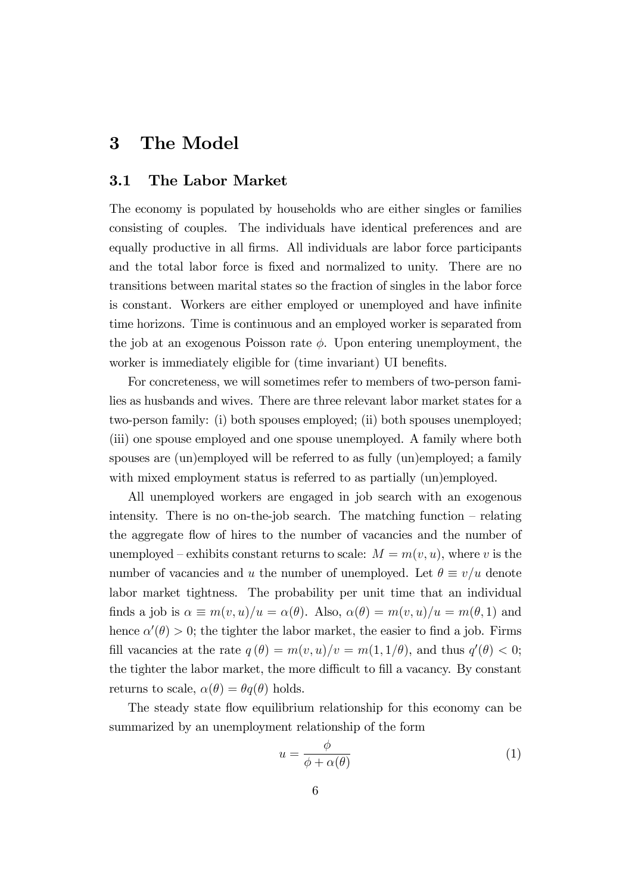# 3 The Model

## 3.1 The Labor Market

The economy is populated by households who are either singles or families consisting of couples. The individuals have identical preferences and are equally productive in all firms. All individuals are labor force participants and the total labor force is fixed and normalized to unity. There are no transitions between marital states so the fraction of singles in the labor force is constant. Workers are either employed or unemployed and have infinite time horizons. Time is continuous and an employed worker is separated from the job at an exogenous Poisson rate $\phi$. Upon entering unemployment, the worker is immediately eligible for (time invariant) UI benefits.

For concreteness, we will sometimes refer to members of two-person families as husbands and wives. There are three relevant labor market states for a two-person family: (i) both spouses employed; (ii) both spouses unemployed; (iii) one spouse employed and one spouse unemployed. A family where both spouses are (un)employed will be referred to as fully (un)employed; a family with mixed employment status is referred to as partially (un)employed.

All unemployed workers are engaged in job search with an exogenous intensity. There is no on-the-job search. The matching function – relating the aggregate flow of hires to the number of vacancies and the number of unemployed – exhibits constant returns to scale: $M = m(v, u)$, where $v$ is the number of vacancies and $u$ the number of unemployed. Let $\theta \equiv v/u$ denote labor market tightness. The probability per unit time that an individual finds a job is $\alpha \equiv m(v, u)/u = \alpha(\theta)$. Also, $\alpha(\theta) = m(v, u)/u = m(\theta, 1)$ and hence $\alpha'(\theta) > 0$; the tighter the labor market, the easier to find a job. Firms fill vacancies at the rate $q(\theta) = m(v, u)/v = m(1, 1/\theta)$, and thus $q'(\theta) < 0$; the tighter the labor market, the more difficult to fill a vacancy. By constant returns to scale, $\alpha(\theta) = \theta q(\theta)$ holds.

The steady state flow equilibrium relationship for this economy can be summarized by an unemployment relationship of the form

$$u = \frac{\phi}{\phi + \alpha(\theta)} \tag{1}$$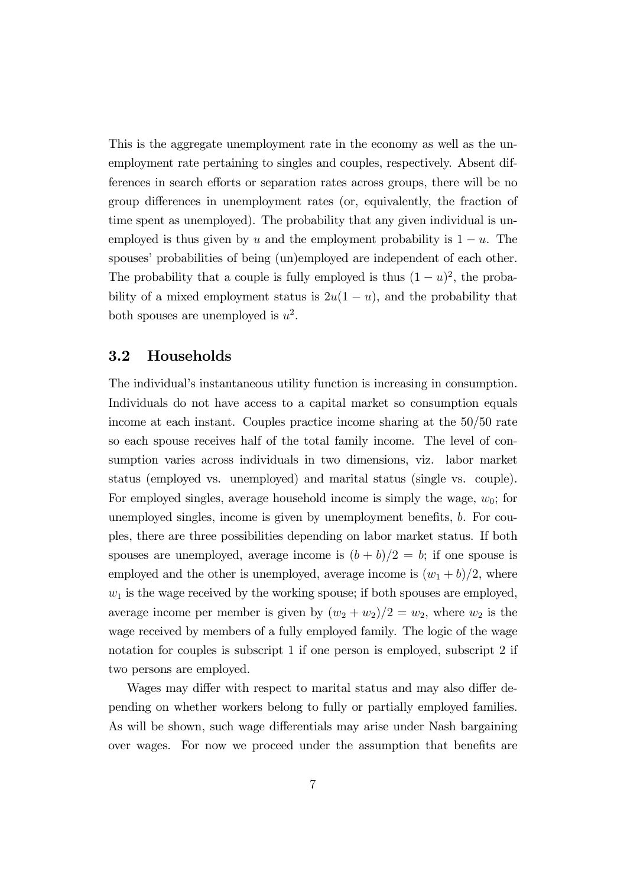This is the aggregate unemployment rate in the economy as well as the unemployment rate pertaining to singles and couples, respectively. Absent differences in search efforts or separation rates across groups, there will be no group differences in unemployment rates (or, equivalently, the fraction of time spent as unemployed). The probability that any given individual is unemployed is thus given by $u$ and the employment probability is $1 - u$. The spouses' probabilities of being (un)employed are independent of each other. The probability that a couple is fully employed is thus $(1 - u)^2$, the probability of a mixed employment status is $2u(1 - u)$, and the probability that both spouses are unemployed is $u^2$.

## 3.2 Households

The individual's instantaneous utility function is increasing in consumption. Individuals do not have access to a capital market so consumption equals income at each instant. Couples practice income sharing at the 50/50 rate so each spouse receives half of the total family income. The level of consumption varies across individuals in two dimensions, viz. labor market status (employed vs. unemployed) and marital status (single vs. couple). For employed singles, average household income is simply the wage, $w_0$; for unemployed singles, income is given by unemployment benefits, $b$. For couples, there are three possibilities depending on labor market status. If both spouses are unemployed, average income is $(b + b)/2 = b$; if one spouse is employed and the other is unemployed, average income is $(w_1 + b)/2$, where $w_1$ is the wage received by the working spouse; if both spouses are employed, average income per member is given by $(w_2 + w_2)/2 = w_2$, where $w_2$ is the wage received by members of a fully employed family. The logic of the wage notation for couples is subscript 1 if one person is employed, subscript 2 if two persons are employed.

Wages may differ with respect to marital status and may also differ depending on whether workers belong to fully or partially employed families. As will be shown, such wage differentials may arise under Nash bargaining over wages. For now we proceed under the assumption that benefits are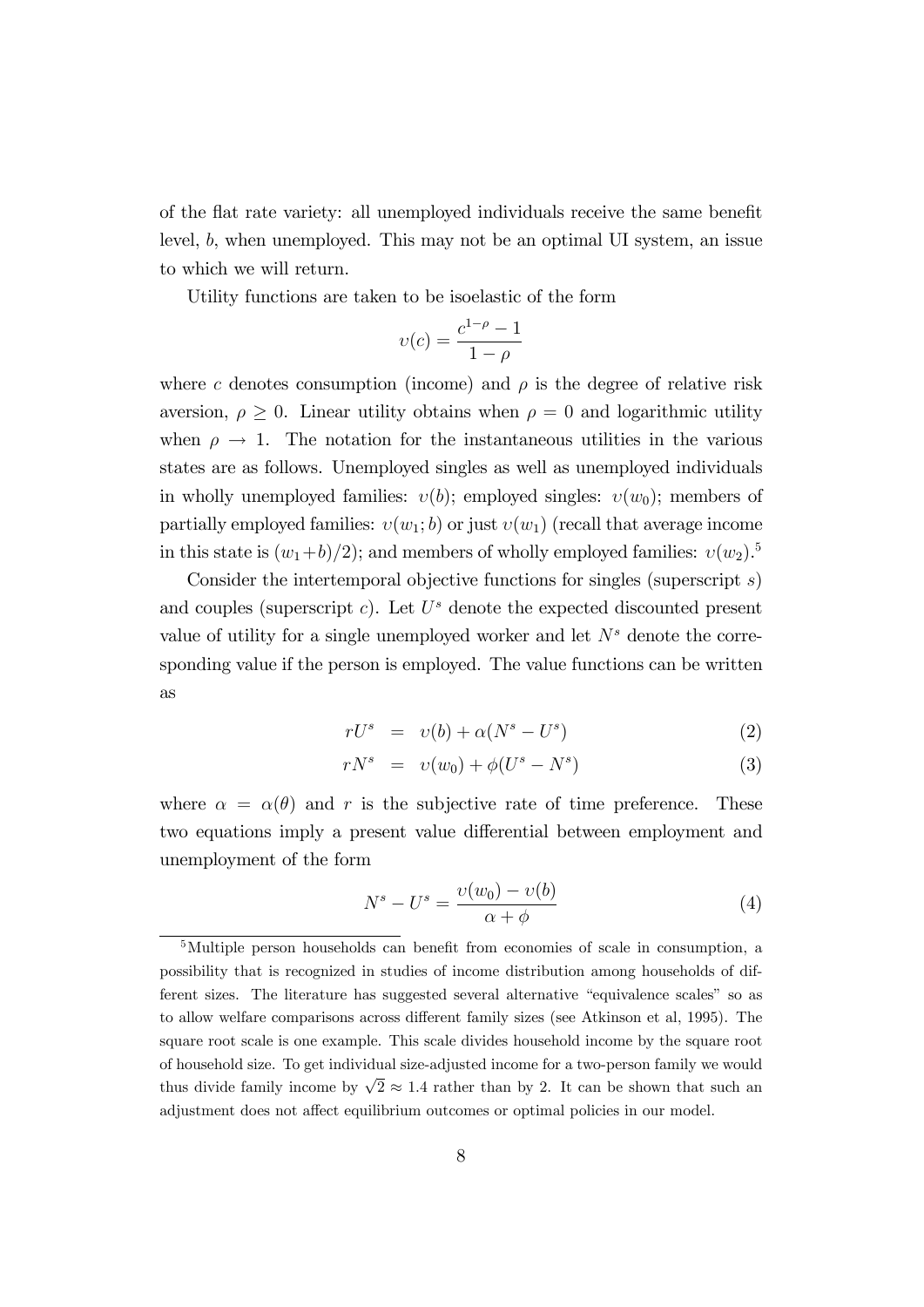of the flat rate variety: all unemployed individuals receive the same benefit level, $b$, when unemployed. This may not be an optimal UI system, an issue to which we will return.

Utility functions are taken to be isoelastic of the form

$$\upsilon(c) = \frac{c^{1-\rho} - 1}{1-\rho}$$

where $c$ denotes consumption (income) and $\rho$ is the degree of relative risk aversion, $\rho \geq 0$. Linear utility obtains when $\rho = 0$ and logarithmic utility when $\rho \rightarrow 1$. The notation for the instantaneous utilities in the various states are as follows. Unemployed singles as well as unemployed individuals in wholly unemployed families: $\upsilon(b)$; employed singles: $\upsilon(w_0)$; members of partially employed families: $\upsilon(w_1; b)$ or just $\upsilon(w_1)$ (recall that average income in this state is $(w_1+b)/2$); and members of wholly employed families: $\upsilon(w_2)$.[5]

Consider the intertemporal objective functions for singles (superscript $s$) and couples (superscript $c$). Let $U^s$ denote the expected discounted present value of utility for a single unemployed worker and let $N^s$ denote the corresponding value if the person is employed. The value functions can be written as

$$rU^s = \upsilon(b) + \alpha(N^s - U^s) \tag{2}$$

$$rN^s = \upsilon(w_0) + \phi(U^s - N^s) \tag{3}$$

where $\alpha = \alpha(\theta)$ and $r$ is the subjective rate of time preference. These two equations imply a present value differential between employment and unemployment of the form

$$N^s - U^s = \frac{\upsilon(w_0) - \upsilon(b)}{\alpha + \phi} \tag{4}$$

[5]Multiple person households can benefit from economies of scale in consumption, a possibility that is recognized in studies of income distribution among households of different sizes. The literature has suggested several alternative "equivalence scales" so as to allow welfare comparisons across different family sizes (see Atkinson et al, 1995). The square root scale is one example. This scale divides household income by the square root of household size. To get individual size-adjusted income for a two-person family we would thus divide family income by $\sqrt{2} \approx 1.4$ rather than by 2. It can be shown that such an adjustment does not affect equilibrium outcomes or optimal policies in our model.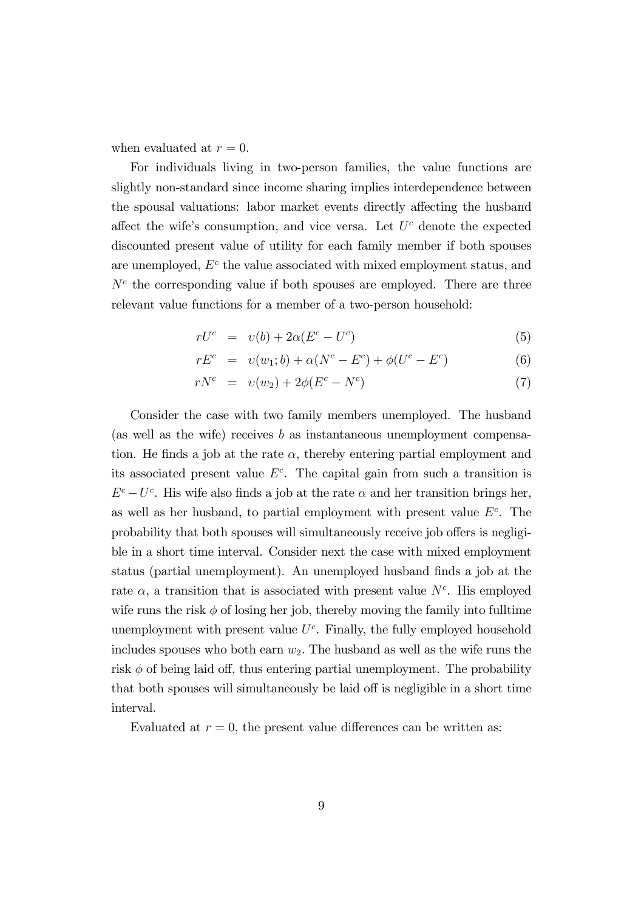when evaluated at $r = 0$.

For individuals living in two-person families, the value functions are slightly non-standard since income sharing implies interdependence between the spousal valuations: labor market events directly affecting the husband affect the wife's consumption, and vice versa. Let $U^c$ denote the expected discounted present value of utility for each family member if both spouses are unemployed, $E^c$ the value associated with mixed employment status, and $N^c$ the corresponding value if both spouses are employed. There are three relevant value functions for a member of a two-person household:

$$rU^c = \upsilon(b) + 2\alpha(E^c - U^c) \tag{5}$$

$$rE^c = \upsilon(w_1; b) + \alpha(N^c - E^c) + \phi(U^c - E^c) \tag{6}$$

$$rN^c = \upsilon(w_2) + 2\phi(E^c - N^c) \tag{7}$$

Consider the case with two family members unemployed. The husband (as well as the wife) receives $b$ as instantaneous unemployment compensation. He finds a job at the rate $\alpha$, thereby entering partial employment and its associated present value $E^c$. The capital gain from such a transition is $E^c - U^c$. His wife also finds a job at the rate $\alpha$ and her transition brings her, as well as her husband, to partial employment with present value $E^c$. The probability that both spouses will simultaneously receive job offers is negligible in a short time interval. Consider next the case with mixed employment status (partial unemployment). An unemployed husband finds a job at the rate $\alpha$, a transition that is associated with present value $N^c$. His employed wife runs the risk $\phi$ of losing her job, thereby moving the family into fulltime unemployment with present value $U^c$. Finally, the fully employed household includes spouses who both earn $w_2$. The husband as well as the wife runs the risk $\phi$ of being laid off, thus entering partial unemployment. The probability that both spouses will simultaneously be laid off is negligible in a short time interval.

Evaluated at $r = 0$, the present value differences can be written as: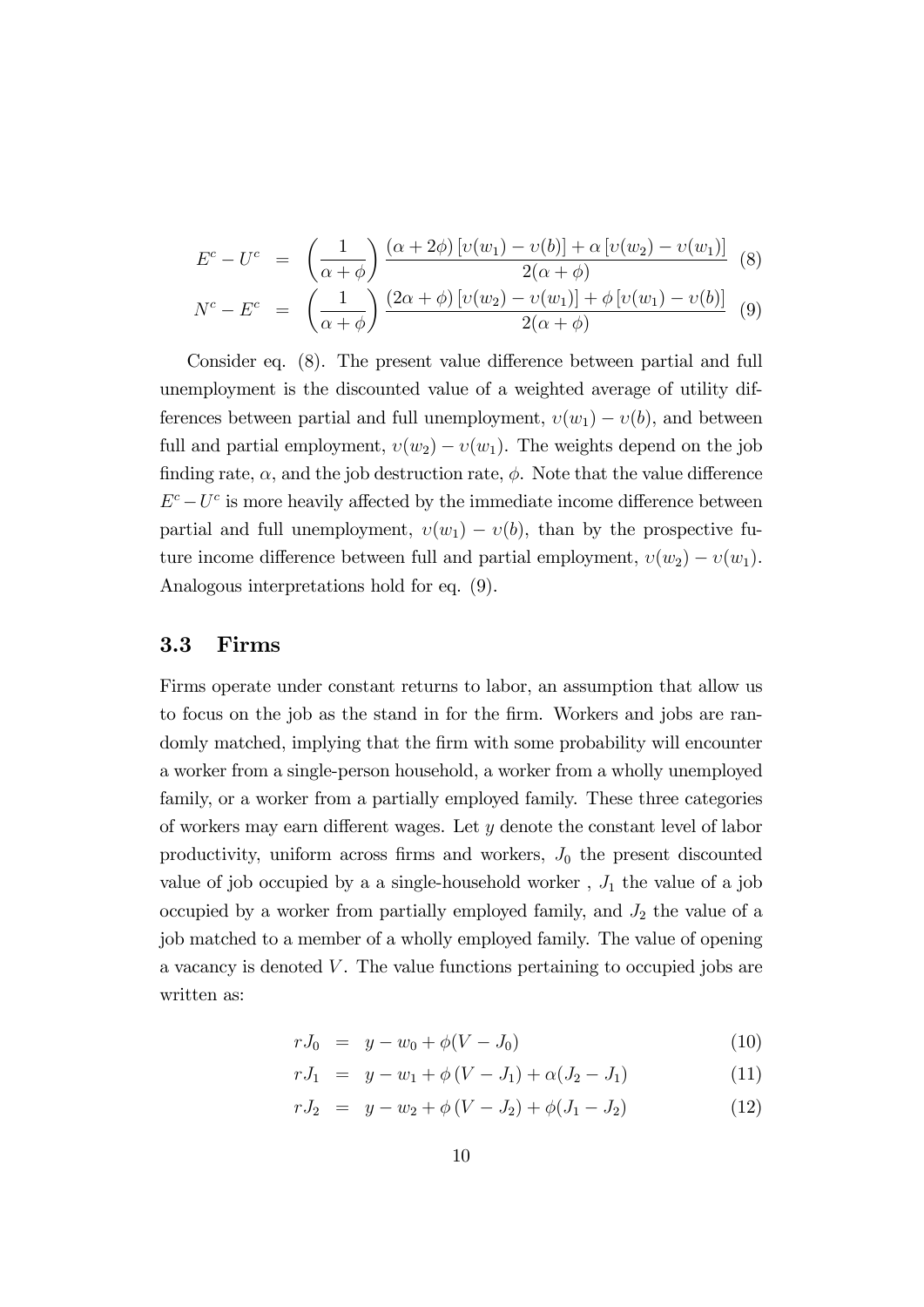$$E^c - U^c = \left(\frac{1}{\alpha+\phi}\right)\frac{(\alpha+2\phi)\left[\upsilon(w_1)-\upsilon(b)\right]+\alpha\left[\upsilon(w_2)-\upsilon(w_1)\right]}{2(\alpha+\phi)} \quad (8)$$

$$N^c - E^c = \left(\frac{1}{\alpha+\phi}\right)\frac{(2\alpha+\phi)\left[\upsilon(w_2)-\upsilon(w_1)\right]+\phi\left[\upsilon(w_1)-\upsilon(b)\right]}{2(\alpha+\phi)} \quad (9)$$

Consider eq. (8). The present value difference between partial and full unemployment is the discounted value of a weighted average of utility differences between partial and full unemployment, $\upsilon(w_1) - \upsilon(b)$, and between full and partial employment, $\upsilon(w_2) - \upsilon(w_1)$. The weights depend on the job finding rate, $\alpha$, and the job destruction rate, $\phi$. Note that the value difference $E^c - U^c$ is more heavily affected by the immediate income difference between partial and full unemployment, $\upsilon(w_1) - \upsilon(b)$, than by the prospective future income difference between full and partial employment, $\upsilon(w_2) - \upsilon(w_1)$. Analogous interpretations hold for eq. (9).

### 3.3 Firms

Firms operate under constant returns to labor, an assumption that allow us to focus on the job as the stand in for the firm. Workers and jobs are randomly matched, implying that the firm with some probability will encounter a worker from a single-person household, a worker from a wholly unemployed family, or a worker from a partially employed family. These three categories of workers may earn different wages. Let $y$ denote the constant level of labor productivity, uniform across firms and workers, $J_0$ the present discounted value of job occupied by a a single-household worker , $J_1$ the value of a job occupied by a worker from partially employed family, and $J_2$ the value of a job matched to a member of a wholly employed family. The value of opening a vacancy is denoted $V$. The value functions pertaining to occupied jobs are written as:

$$rJ_0 = y - w_0 + \phi(V - J_0) \quad (10)$$

$$rJ_1 = y - w_1 + \phi(V - J_1) + \alpha(J_2 - J_1) \quad (11)$$

$$rJ_2 = y - w_2 + \phi(V - J_2) + \phi(J_1 - J_2) \quad (12)$$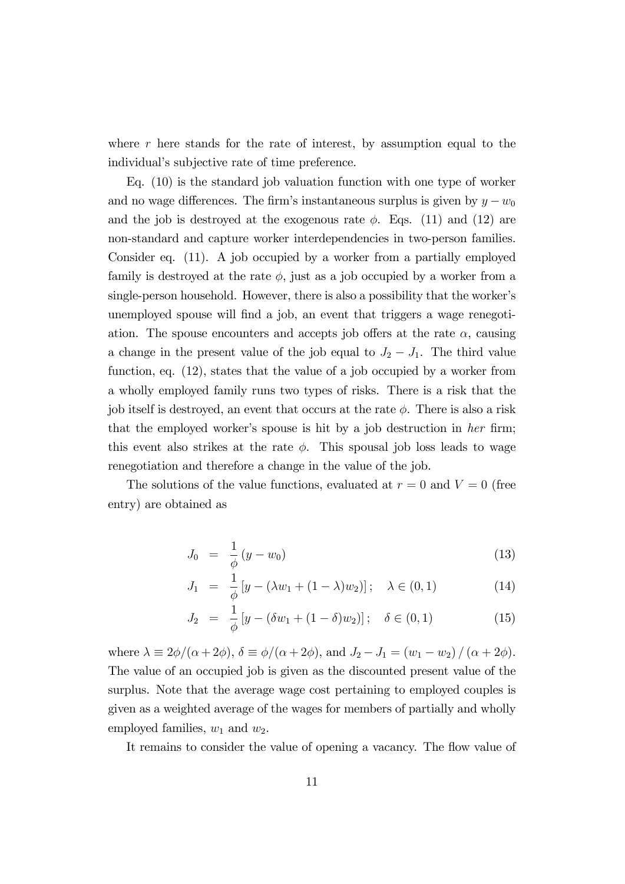where $r$ here stands for the rate of interest, by assumption equal to the individual's subjective rate of time preference.

Eq. (10) is the standard job valuation function with one type of worker and no wage differences. The firm's instantaneous surplus is given by $y - w_0$ and the job is destroyed at the exogenous rate $\phi$. Eqs. (11) and (12) are non-standard and capture worker interdependencies in two-person families. Consider eq. (11). A job occupied by a worker from a partially employed family is destroyed at the rate $\phi$, just as a job occupied by a worker from a single-person household. However, there is also a possibility that the worker's unemployed spouse will find a job, an event that triggers a wage renegotiation. The spouse encounters and accepts job offers at the rate $\alpha$, causing a change in the present value of the job equal to $J_2 - J_1$. The third value function, eq. (12), states that the value of a job occupied by a worker from a wholly employed family runs two types of risks. There is a risk that the job itself is destroyed, an event that occurs at the rate $\phi$. There is also a risk that the employed worker's spouse is hit by a job destruction in *her* firm; this event also strikes at the rate $\phi$. This spousal job loss leads to wage renegotiation and therefore a change in the value of the job.

The solutions of the value functions, evaluated at $r = 0$ and $V = 0$ (free entry) are obtained as

$$J_0 = \frac{1}{\phi}(y - w_0) \tag{13}$$

$$J_1 = \frac{1}{\phi}\left[y - (\lambda w_1 + (1-\lambda)w_2)\right]; \quad \lambda \in (0,1) \tag{14}$$

$$J_2 = \frac{1}{\phi}\left[y - (\delta w_1 + (1-\delta)w_2)\right]; \quad \delta \in (0,1) \tag{15}$$

where $\lambda \equiv 2\phi/(\alpha + 2\phi)$, $\delta \equiv \phi/(\alpha + 2\phi)$, and $J_2 - J_1 = (w_1 - w_2)/(\alpha + 2\phi)$. The value of an occupied job is given as the discounted present value of the surplus. Note that the average wage cost pertaining to employed couples is given as a weighted average of the wages for members of partially and wholly employed families, $w_1$ and $w_2$.

It remains to consider the value of opening a vacancy. The flow value of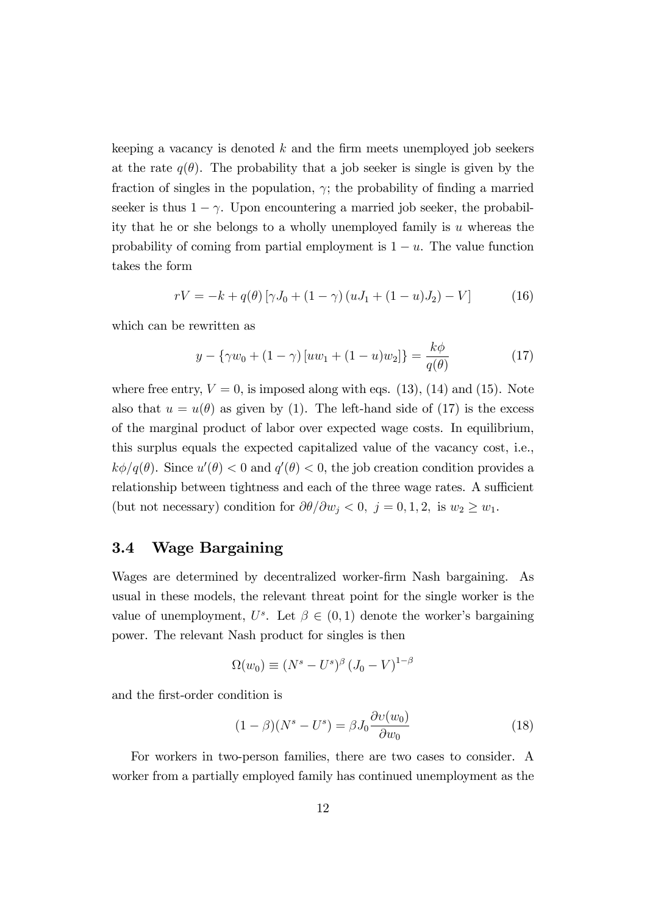keeping a vacancy is denoted $k$ and the firm meets unemployed job seekers at the rate $q(\theta)$. The probability that a job seeker is single is given by the fraction of singles in the population, $\gamma$; the probability of finding a married seeker is thus $1-\gamma$. Upon encountering a married job seeker, the probability that he or she belongs to a wholly unemployed family is $u$ whereas the probability of coming from partial employment is $1-u$. The value function takes the form

$$rV = -k + q(\theta)\left[\gamma J_0 + (1-\gamma)\left(uJ_1 + (1-u)J_2\right) - V\right] \tag{16}$$

which can be rewritten as

$$y - \left\{\gamma w_0 + (1-\gamma)\left[uw_1 + (1-u)w_2\right]\right\} = \frac{k\phi}{q(\theta)} \tag{17}$$

where free entry, $V = 0$, is imposed along with eqs. (13), (14) and (15). Note also that $u = u(\theta)$ as given by (1). The left-hand side of (17) is the excess of the marginal product of labor over expected wage costs. In equilibrium, this surplus equals the expected capitalized value of the vacancy cost, i.e., $k\phi/q(\theta)$. Since $u'(\theta) < 0$ and $q'(\theta) < 0$, the job creation condition provides a relationship between tightness and each of the three wage rates. A sufficient (but not necessary) condition for $\partial\theta/\partial w_j < 0,\ j = 0, 1, 2,$ is $w_2 \geq w_1$.

## 3.4 Wage Bargaining

Wages are determined by decentralized worker-firm Nash bargaining. As usual in these models, the relevant threat point for the single worker is the value of unemployment, $U^s$. Let $\beta \in (0,1)$ denote the worker's bargaining power. The relevant Nash product for singles is then

$$\Omega(w_0) \equiv (N^s - U^s)^{\beta}\,(J_0 - V)^{1-\beta}$$

and the first-order condition is

$$(1-\beta)(N^s - U^s) = \beta J_0 \frac{\partial \upsilon(w_0)}{\partial w_0} \tag{18}$$

For workers in two-person families, there are two cases to consider. A worker from a partially employed family has continued unemployment as the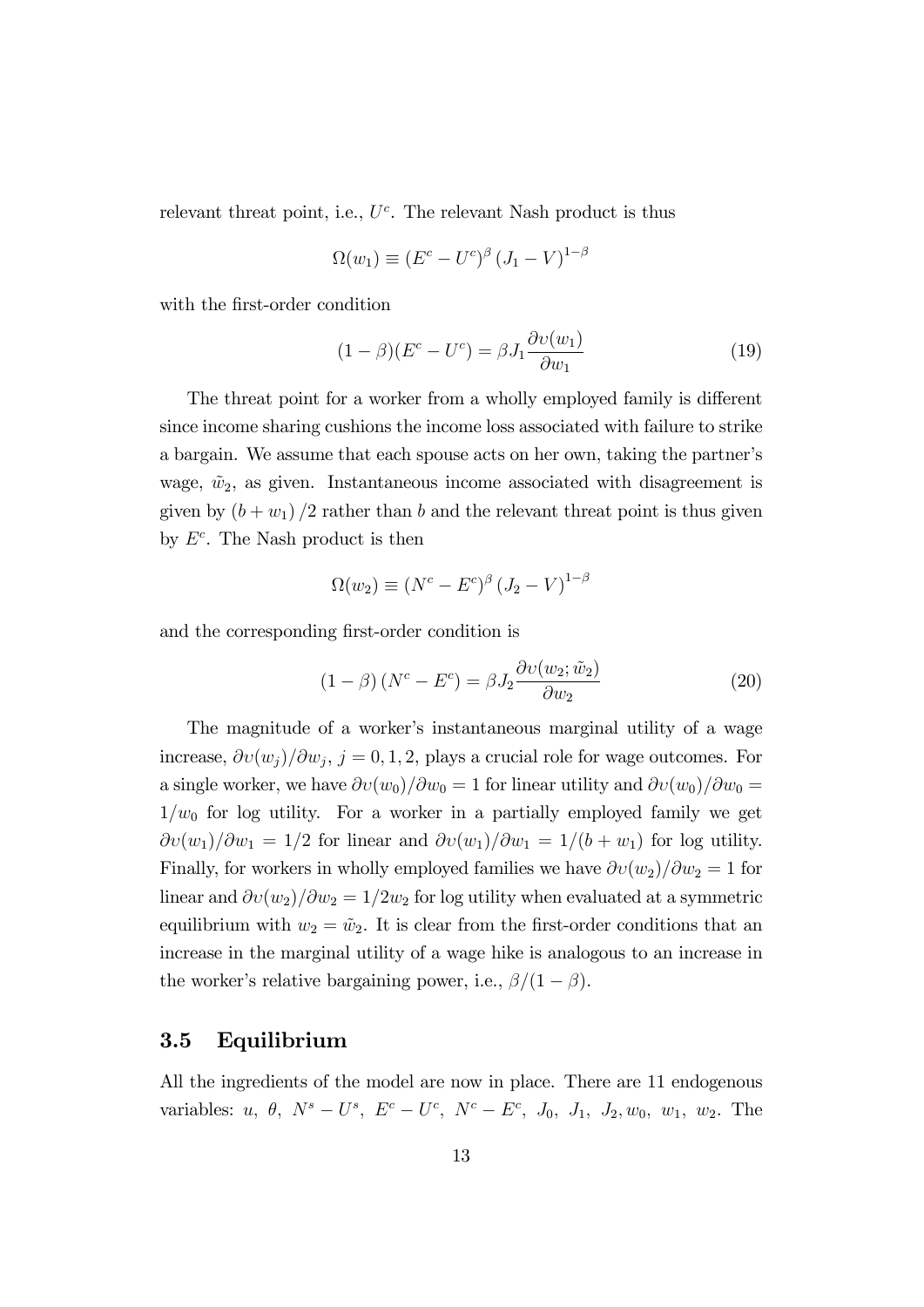relevant threat point, i.e., $U^c$. The relevant Nash product is thus

$$\Omega(w_1) \equiv (E^c - U^c)^\beta (J_1 - V)^{1-\beta}$$

with the first-order condition

$$(1-\beta)(E^c - U^c) = \beta J_1 \frac{\partial \upsilon(w_1)}{\partial w_1} \tag{19}$$

The threat point for a worker from a wholly employed family is different since income sharing cushions the income loss associated with failure to strike a bargain. We assume that each spouse acts on her own, taking the partner's wage, $\tilde{w}_2$, as given. Instantaneous income associated with disagreement is given by $(b + w_1)/2$ rather than $b$ and the relevant threat point is thus given by $E^c$. The Nash product is then

$$\Omega(w_2) \equiv (N^c - E^c)^\beta (J_2 - V)^{1-\beta}$$

and the corresponding first-order condition is

$$(1-\beta)(N^c - E^c) = \beta J_2 \frac{\partial \upsilon(w_2; \tilde{w}_2)}{\partial w_2} \tag{20}$$

The magnitude of a worker's instantaneous marginal utility of a wage increase, $\partial \upsilon(w_j)/\partial w_j$, $j = 0, 1, 2$, plays a crucial role for wage outcomes. For a single worker, we have $\partial \upsilon(w_0)/\partial w_0 = 1$ for linear utility and $\partial \upsilon(w_0)/\partial w_0 = 1/w_0$ for log utility. For a worker in a partially employed family we get $\partial \upsilon(w_1)/\partial w_1 = 1/2$ for linear and $\partial \upsilon(w_1)/\partial w_1 = 1/(b + w_1)$ for log utility. Finally, for workers in wholly employed families we have $\partial \upsilon(w_2)/\partial w_2 = 1$ for linear and $\partial \upsilon(w_2)/\partial w_2 = 1/2w_2$ for log utility when evaluated at a symmetric equilibrium with $w_2 = \tilde{w}_2$. It is clear from the first-order conditions that an increase in the marginal utility of a wage hike is analogous to an increase in the worker's relative bargaining power, i.e., $\beta/(1-\beta)$.

### 3.5 Equilibrium

All the ingredients of the model are now in place. There are 11 endogenous variables: $u$, $\theta$, $N^s - U^s$, $E^c - U^c$, $N^c - E^c$, $J_0$, $J_1$, $J_2, w_0$, $w_1$, $w_2$. The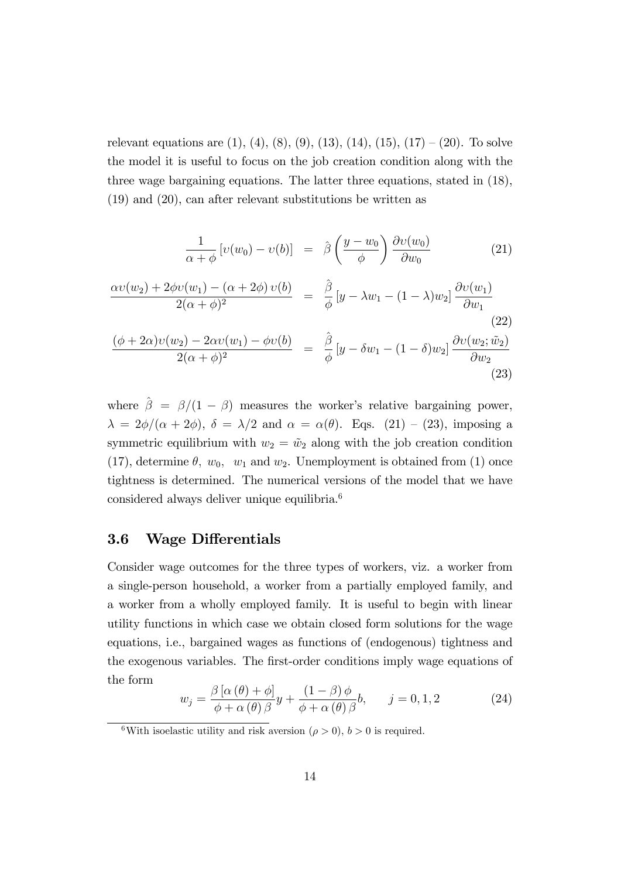relevant equations are (1), (4), (8), (9), (13), (14), (15), (17) – (20). To solve the model it is useful to focus on the job creation condition along with the three wage bargaining equations. The latter three equations, stated in (18), (19) and (20), can after relevant substitutions be written as

$$\frac{1}{\alpha+\phi}\left[\upsilon(w_0)-\upsilon(b)\right] = \hat{\beta}\left(\frac{y-w_0}{\phi}\right)\frac{\partial \upsilon(w_0)}{\partial w_0} \tag{21}$$

$$\frac{\alpha\upsilon(w_2)+2\phi\upsilon(w_1)-(\alpha+2\phi)\,\upsilon(b)}{2(\alpha+\phi)^2} = \frac{\hat{\beta}}{\phi}\left[y-\lambda w_1-(1-\lambda)w_2\right]\frac{\partial \upsilon(w_1)}{\partial w_1} \tag{22}$$

$$\frac{(\phi+2\alpha)\upsilon(w_2)-2\alpha\upsilon(w_1)-\phi\upsilon(b)}{2(\alpha+\phi)^2} = \frac{\hat{\beta}}{\phi}\left[y-\delta w_1-(1-\delta)w_2\right]\frac{\partial \upsilon(w_2;\tilde{w}_2)}{\partial w_2} \tag{23}$$

where $\hat{\beta} = \beta/(1-\beta)$ measures the worker's relative bargaining power, $\lambda = 2\phi/(\alpha+2\phi)$, $\delta = \lambda/2$ and $\alpha = \alpha(\theta)$. Eqs. (21) – (23), imposing a symmetric equilibrium with $w_2 = \tilde{w}_2$ along with the job creation condition (17), determine $\theta$, $w_0$, $w_1$ and $w_2$. Unemployment is obtained from (1) once tightness is determined. The numerical versions of the model that we have considered always deliver unique equilibria.[6]

### 3.6 Wage Differentials

Consider wage outcomes for the three types of workers, viz. a worker from a single-person household, a worker from a partially employed family, and a worker from a wholly employed family. It is useful to begin with linear utility functions in which case we obtain closed form solutions for the wage equations, i.e., bargained wages as functions of (endogenous) tightness and the exogenous variables. The first-order conditions imply wage equations of the form

$$w_j = \frac{\beta\left[\alpha(\theta)+\phi\right]}{\phi+\alpha(\theta)\beta}y + \frac{(1-\beta)\,\phi}{\phi+\alpha(\theta)\beta}b, \qquad j=0,1,2 \tag{24}$$

[6]With isoelastic utility and risk aversion ($\rho > 0$), $b > 0$ is required.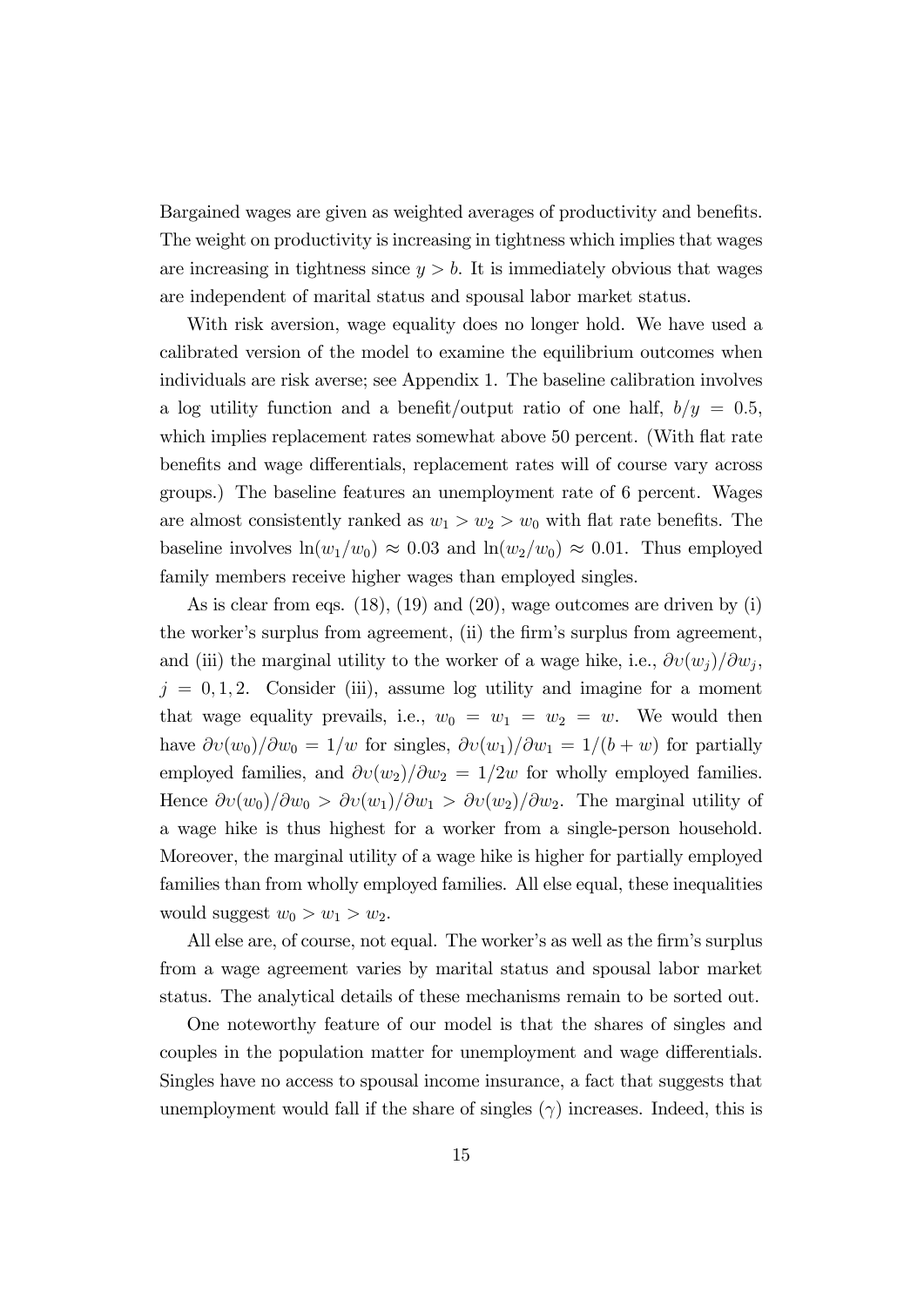Bargained wages are given as weighted averages of productivity and benefits. The weight on productivity is increasing in tightness which implies that wages are increasing in tightness since $y > b$. It is immediately obvious that wages are independent of marital status and spousal labor market status.

With risk aversion, wage equality does no longer hold. We have used a calibrated version of the model to examine the equilibrium outcomes when individuals are risk averse; see Appendix 1. The baseline calibration involves a log utility function and a benefit/output ratio of one half, $b/y = 0.5$, which implies replacement rates somewhat above 50 percent. (With flat rate benefits and wage differentials, replacement rates will of course vary across groups.) The baseline features an unemployment rate of 6 percent. Wages are almost consistently ranked as $w_1 > w_2 > w_0$ with flat rate benefits. The baseline involves $\ln(w_1/w_0) \approx 0.03$ and $\ln(w_2/w_0) \approx 0.01$. Thus employed family members receive higher wages than employed singles.

As is clear from eqs. (18), (19) and (20), wage outcomes are driven by (i) the worker's surplus from agreement, (ii) the firm's surplus from agreement, and (iii) the marginal utility to the worker of a wage hike, i.e., $\partial \upsilon(w_j)/\partial w_j$, $j = 0, 1, 2$. Consider (iii), assume log utility and imagine for a moment that wage equality prevails, i.e., $w_0 = w_1 = w_2 = w$. We would then have $\partial \upsilon(w_0)/\partial w_0 = 1/w$ for singles, $\partial \upsilon(w_1)/\partial w_1 = 1/(b + w)$ for partially employed families, and $\partial \upsilon(w_2)/\partial w_2 = 1/2w$ for wholly employed families. Hence $\partial \upsilon(w_0)/\partial w_0 > \partial \upsilon(w_1)/\partial w_1 > \partial \upsilon(w_2)/\partial w_2$. The marginal utility of a wage hike is thus highest for a worker from a single-person household. Moreover, the marginal utility of a wage hike is higher for partially employed families than from wholly employed families. All else equal, these inequalities would suggest $w_0 > w_1 > w_2$.

All else are, of course, not equal. The worker's as well as the firm's surplus from a wage agreement varies by marital status and spousal labor market status. The analytical details of these mechanisms remain to be sorted out.

One noteworthy feature of our model is that the shares of singles and couples in the population matter for unemployment and wage differentials. Singles have no access to spousal income insurance, a fact that suggests that unemployment would fall if the share of singles ($\gamma$) increases. Indeed, this is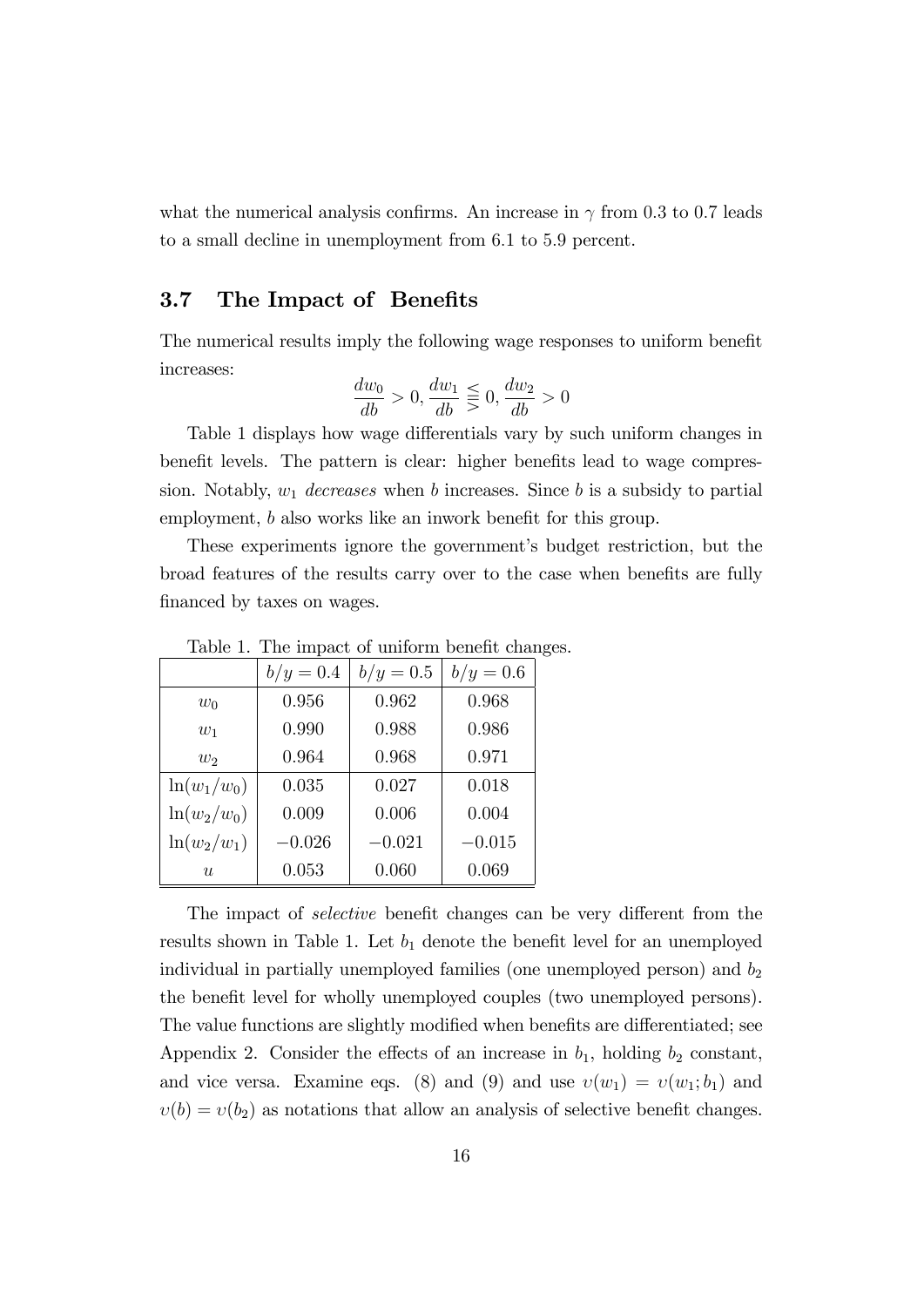what the numerical analysis confirms. An increase in $\gamma$ from 0.3 to 0.7 leads to a small decline in unemployment from 6.1 to 5.9 percent.

### 3.7 The Impact of Benefits

The numerical results imply the following wage responses to uniform benefit increases:

$$\frac{dw_0}{db} > 0, \frac{dw_1}{db} \lesseqgtr 0, \frac{dw_2}{db} > 0$$

Table 1 displays how wage differentials vary by such uniform changes in benefit levels. The pattern is clear: higher benefits lead to wage compression. Notably, $w_1$ *decreases* when $b$ increases. Since $b$ is a subsidy to partial employment, $b$ also works like an inwork benefit for this group.

These experiments ignore the government's budget restriction, but the broad features of the results carry over to the case when benefits are fully financed by taxes on wages.

Table 1. The impact of uniform benefit changes.

| | $b/y = 0.4$ | $b/y = 0.5$ | $b/y = 0.6$ |
|---|---|---|---|
| $w_0$ | 0.956 | 0.962 | 0.968 |
| $w_1$ | 0.990 | 0.988 | 0.986 |
| $w_2$ | 0.964 | 0.968 | 0.971 |
| $\ln(w_1/w_0)$ | 0.035 | 0.027 | 0.018 |
| $\ln(w_2/w_0)$ | 0.009 | 0.006 | 0.004 |
| $\ln(w_2/w_1)$ | $-0.026$ | $-0.021$ | $-0.015$ |
| $u$ | 0.053 | 0.060 | 0.069 |

The impact of *selective* benefit changes can be very different from the results shown in Table 1. Let $b_1$ denote the benefit level for an unemployed individual in partially unemployed families (one unemployed person) and $b_2$ the benefit level for wholly unemployed couples (two unemployed persons). The value functions are slightly modified when benefits are differentiated; see Appendix 2. Consider the effects of an increase in $b_1$, holding $b_2$ constant, and vice versa. Examine eqs. (8) and (9) and use $\upsilon(w_1) = \upsilon(w_1; b_1)$ and $\upsilon(b) = \upsilon(b_2)$ as notations that allow an analysis of selective benefit changes.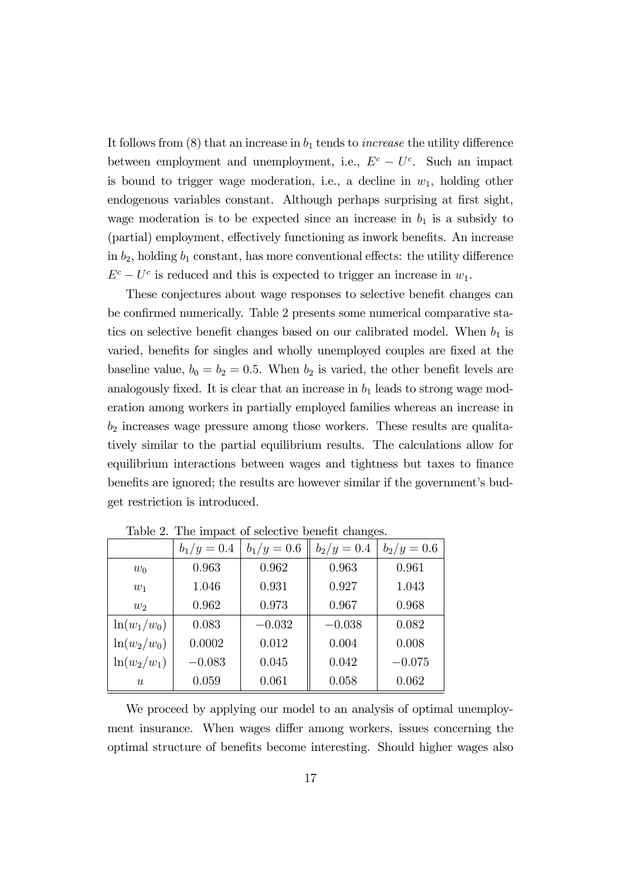It follows from (8) that an increase in $b_1$ tends to *increase* the utility difference between employment and unemployment, i.e., $E^c - U^c$. Such an impact is bound to trigger wage moderation, i.e., a decline in $w_1$, holding other endogenous variables constant. Although perhaps surprising at first sight, wage moderation is to be expected since an increase in $b_1$ is a subsidy to (partial) employment, effectively functioning as inwork benefits. An increase in $b_2$, holding $b_1$ constant, has more conventional effects: the utility difference $E^c - U^c$ is reduced and this is expected to trigger an increase in $w_1$.

These conjectures about wage responses to selective benefit changes can be confirmed numerically. Table 2 presents some numerical comparative statics on selective benefit changes based on our calibrated model. When $b_1$ is varied, benefits for singles and wholly unemployed couples are fixed at the baseline value, $b_0 = b_2 = 0.5$. When $b_2$ is varied, the other benefit levels are analogously fixed. It is clear that an increase in $b_1$ leads to strong wage moderation among workers in partially employed families whereas an increase in $b_2$ increases wage pressure among those workers. These results are qualitatively similar to the partial equilibrium results. The calculations allow for equilibrium interactions between wages and tightness but taxes to finance benefits are ignored; the results are however similar if the government's budget restriction is introduced.

Table 2. The impact of selective benefit changes.

| | $b_1/y = 0.4$ | $b_1/y = 0.6$ | $b_2/y = 0.4$ | $b_2/y = 0.6$ |
|---|---|---|---|---|
| $w_0$ | 0.963 | 0.962 | 0.963 | 0.961 |
| $w_1$ | 1.046 | 0.931 | 0.927 | 1.043 |
| $w_2$ | 0.962 | 0.973 | 0.967 | 0.968 |
| $\ln(w_1/w_0)$ | 0.083 | $-0.032$ | $-0.038$ | 0.082 |
| $\ln(w_2/w_0)$ | 0.0002 | 0.012 | 0.004 | 0.008 |
| $\ln(w_2/w_1)$ | $-0.083$ | 0.045 | 0.042 | $-0.075$ |
| $u$ | 0.059 | 0.061 | 0.058 | 0.062 |

We proceed by applying our model to an analysis of optimal unemployment insurance. When wages differ among workers, issues concerning the optimal structure of benefits become interesting. Should higher wages also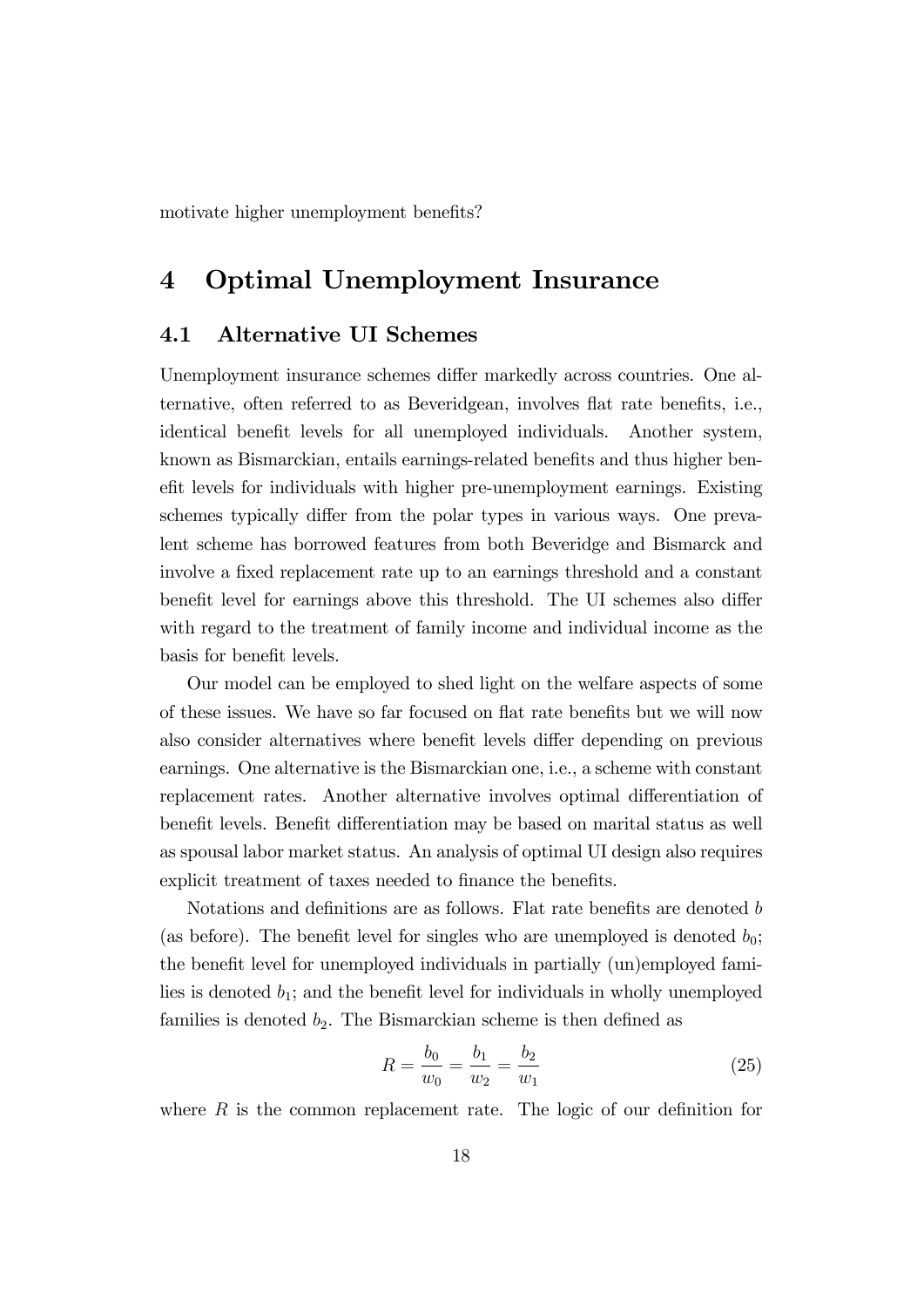motivate higher unemployment benefits?

# 4 Optimal Unemployment Insurance

## 4.1 Alternative UI Schemes

Unemployment insurance schemes differ markedly across countries. One alternative, often referred to as Beveridgean, involves flat rate benefits, i.e., identical benefit levels for all unemployed individuals. Another system, known as Bismarckian, entails earnings-related benefits and thus higher benefit levels for individuals with higher pre-unemployment earnings. Existing schemes typically differ from the polar types in various ways. One prevalent scheme has borrowed features from both Beveridge and Bismarck and involve a fixed replacement rate up to an earnings threshold and a constant benefit level for earnings above this threshold. The UI schemes also differ with regard to the treatment of family income and individual income as the basis for benefit levels.

Our model can be employed to shed light on the welfare aspects of some of these issues. We have so far focused on flat rate benefits but we will now also consider alternatives where benefit levels differ depending on previous earnings. One alternative is the Bismarckian one, i.e., a scheme with constant replacement rates. Another alternative involves optimal differentiation of benefit levels. Benefit differentiation may be based on marital status as well as spousal labor market status. An analysis of optimal UI design also requires explicit treatment of taxes needed to finance the benefits.

Notations and definitions are as follows. Flat rate benefits are denoted $b$ (as before). The benefit level for singles who are unemployed is denoted $b_0$; the benefit level for unemployed individuals in partially (un)employed families is denoted $b_1$; and the benefit level for individuals in wholly unemployed families is denoted $b_2$. The Bismarckian scheme is then defined as

$$R = \frac{b_0}{w_0} = \frac{b_1}{w_2} = \frac{b_2}{w_1} \tag{25}$$

where $R$ is the common replacement rate. The logic of our definition for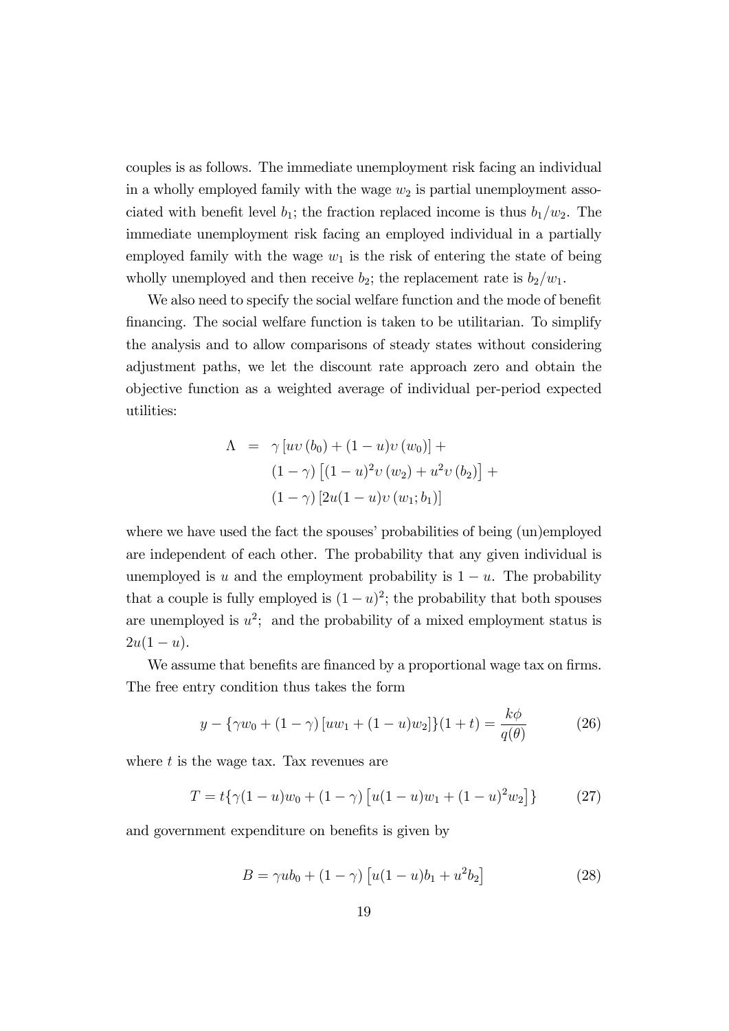couples is as follows. The immediate unemployment risk facing an individual in a wholly employed family with the wage $w_2$ is partial unemployment associated with benefit level $b_1$; the fraction replaced income is thus $b_1/w_2$. The immediate unemployment risk facing an employed individual in a partially employed family with the wage $w_1$ is the risk of entering the state of being wholly unemployed and then receive $b_2$; the replacement rate is $b_2/w_1$.

We also need to specify the social welfare function and the mode of benefit financing. The social welfare function is taken to be utilitarian. To simplify the analysis and to allow comparisons of steady states without considering adjustment paths, we let the discount rate approach zero and obtain the objective function as a weighted average of individual per-period expected utilities:

$$
\begin{aligned}
\Lambda \;=\;& \gamma \left[u\upsilon\left(b_0\right) + (1-u)\upsilon\left(w_0\right)\right] + \\
& (1-\gamma)\left[(1-u)^2\upsilon\left(w_2\right) + u^2\upsilon\left(b_2\right)\right] + \\
& (1-\gamma)\left[2u(1-u)\upsilon\left(w_1; b_1\right)\right]
\end{aligned}
$$

where we have used the fact the spouses' probabilities of being (un)employed are independent of each other. The probability that any given individual is unemployed is $u$ and the employment probability is $1-u$. The probability that a couple is fully employed is $(1-u)^2$; the probability that both spouses are unemployed is $u^2$; and the probability of a mixed employment status is $2u(1-u)$.

We assume that benefits are financed by a proportional wage tax on firms. The free entry condition thus takes the form

$$
y - \{\gamma w_0 + (1-\gamma)\left[u w_1 + (1-u) w_2\right]\}(1+t) = \frac{k\phi}{q(\theta)} \tag{26}
$$

where $t$ is the wage tax. Tax revenues are

$$
T = t\{\gamma(1-u)w_0 + (1-\gamma)\left[u(1-u)w_1 + (1-u)^2 w_2\right]\} \tag{27}
$$

and government expenditure on benefits is given by

$$
B = \gamma u b_0 + (1-\gamma)\left[u(1-u)b_1 + u^2 b_2\right] \tag{28}
$$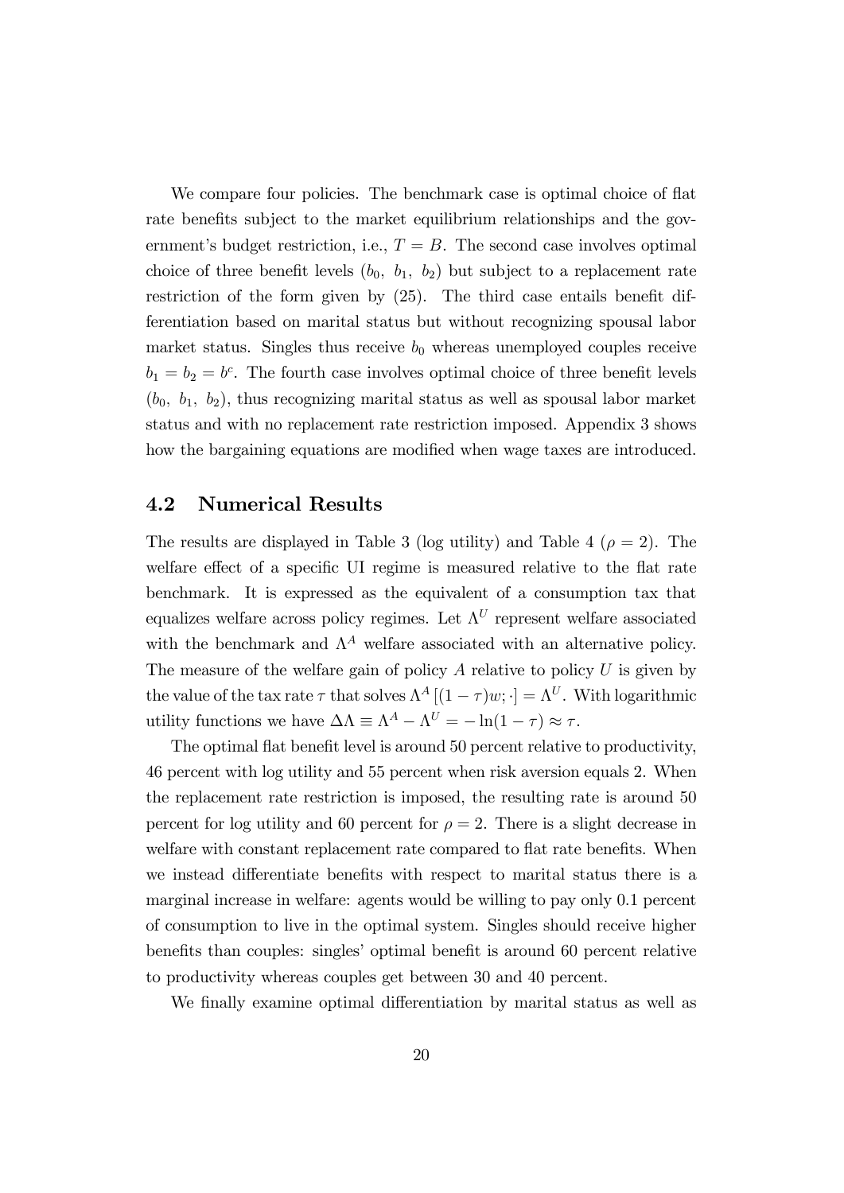We compare four policies. The benchmark case is optimal choice of flat rate benefits subject to the market equilibrium relationships and the government's budget restriction, i.e., $T = B$. The second case involves optimal choice of three benefit levels $(b_0,\ b_1,\ b_2)$ but subject to a replacement rate restriction of the form given by (25). The third case entails benefit differentiation based on marital status but without recognizing spousal labor market status. Singles thus receive $b_0$ whereas unemployed couples receive $b_1 = b_2 = b^c$. The fourth case involves optimal choice of three benefit levels $(b_0,\ b_1,\ b_2)$, thus recognizing marital status as well as spousal labor market status and with no replacement rate restriction imposed. Appendix 3 shows how the bargaining equations are modified when wage taxes are introduced.

## 4.2 Numerical Results

The results are displayed in Table 3 (log utility) and Table 4 ($\rho = 2$). The welfare effect of a specific UI regime is measured relative to the flat rate benchmark. It is expressed as the equivalent of a consumption tax that equalizes welfare across policy regimes. Let $\Lambda^U$ represent welfare associated with the benchmark and $\Lambda^A$ welfare associated with an alternative policy. The measure of the welfare gain of policy $A$ relative to policy $U$ is given by the value of the tax rate $\tau$ that solves $\Lambda^A[(1-\tau)w; \cdot] = \Lambda^U$. With logarithmic utility functions we have $\Delta\Lambda \equiv \Lambda^A - \Lambda^U = -\ln(1-\tau) \approx \tau$.

The optimal flat benefit level is around 50 percent relative to productivity, 46 percent with log utility and 55 percent when risk aversion equals 2. When the replacement rate restriction is imposed, the resulting rate is around 50 percent for log utility and 60 percent for $\rho = 2$. There is a slight decrease in welfare with constant replacement rate compared to flat rate benefits. When we instead differentiate benefits with respect to marital status there is a marginal increase in welfare: agents would be willing to pay only 0.1 percent of consumption to live in the optimal system. Singles should receive higher benefits than couples: singles' optimal benefit is around 60 percent relative to productivity whereas couples get between 30 and 40 percent.

We finally examine optimal differentiation by marital status as well as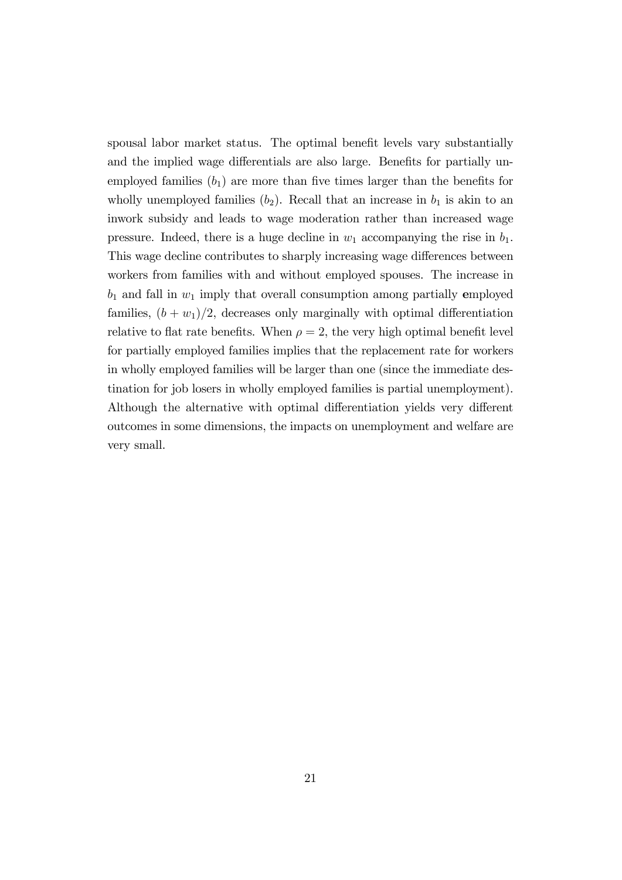spousal labor market status. The optimal benefit levels vary substantially and the implied wage differentials are also large. Benefits for partially unemployed families ($b_1$) are more than five times larger than the benefits for wholly unemployed families ($b_2$). Recall that an increase in $b_1$ is akin to an inwork subsidy and leads to wage moderation rather than increased wage pressure. Indeed, there is a huge decline in $w_1$ accompanying the rise in $b_1$. This wage decline contributes to sharply increasing wage differences between workers from families with and without employed spouses. The increase in $b_1$ and fall in $w_1$ imply that overall consumption among partially **e**mployed families, $(b + w_1)/2$, decreases only marginally with optimal differentiation relative to flat rate benefits. When $\rho = 2$, the very high optimal benefit level for partially employed families implies that the replacement rate for workers in wholly employed families will be larger than one (since the immediate destination for job losers in wholly employed families is partial unemployment). Although the alternative with optimal differentiation yields very different outcomes in some dimensions, the impacts on unemployment and welfare are very small.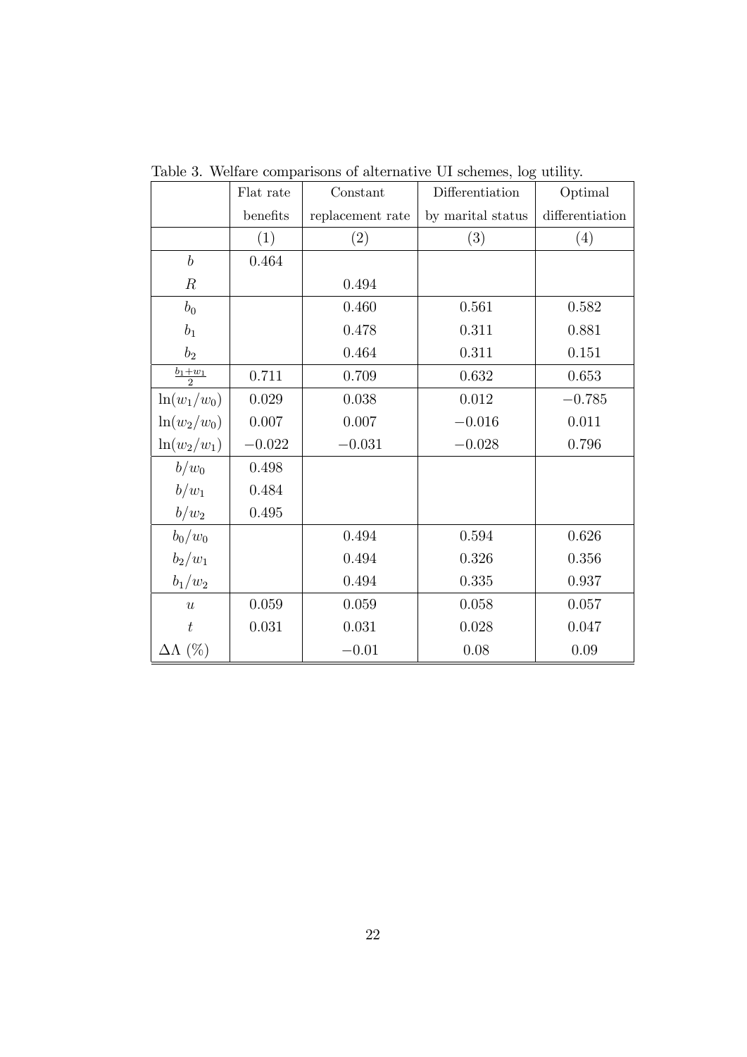Table 3. Welfare comparisons of alternative UI schemes, log utility.

| | Flat rate benefits | Constant replacement rate | Differentiation by marital status | Optimal differentiation |
|---|---|---|---|---|
| | (1) | (2) | (3) | (4) |
| $b$ | 0.464 | | | |
| $R$ | | 0.494 | | |
| $b_0$ | | 0.460 | 0.561 | 0.582 |
| $b_1$ | | 0.478 | 0.311 | 0.881 |
| $b_2$ | | 0.464 | 0.311 | 0.151 |
| $\frac{b_1+w_1}{2}$ | 0.711 | 0.709 | 0.632 | 0.653 |
| $\ln(w_1/w_0)$ | 0.029 | 0.038 | 0.012 | $-0.785$ |
| $\ln(w_2/w_0)$ | 0.007 | 0.007 | $-0.016$ | 0.011 |
| $\ln(w_2/w_1)$ | $-0.022$ | $-0.031$ | $-0.028$ | 0.796 |
| $b/w_0$ | 0.498 | | | |
| $b/w_1$ | 0.484 | | | |
| $b/w_2$ | 0.495 | | | |
| $b_0/w_0$ | | 0.494 | 0.594 | 0.626 |
| $b_2/w_1$ | | 0.494 | 0.326 | 0.356 |
| $b_1/w_2$ | | 0.494 | 0.335 | 0.937 |
| $u$ | 0.059 | 0.059 | 0.058 | 0.057 |
| $t$ | 0.031 | 0.031 | 0.028 | 0.047 |
| $\Delta\Lambda$ (%) | | $-0.01$ | 0.08 | 0.09 |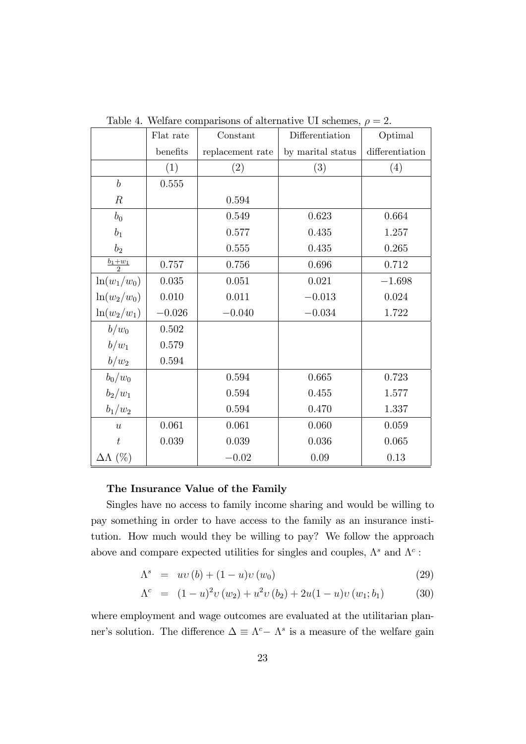Table 4. Welfare comparisons of alternative UI schemes, $\rho = 2$.

| | Flat rate benefits | Constant replacement rate | Differentiation by marital status | Optimal differentiation |
|---|---|---|---|---|
| | (1) | (2) | (3) | (4) |
| $b$ | 0.555 | | | |
| $R$ | | 0.594 | | |
| $b_0$ | | 0.549 | 0.623 | 0.664 |
| $b_1$ | | 0.577 | 0.435 | 1.257 |
| $b_2$ | | 0.555 | 0.435 | 0.265 |
| $\frac{b_1+w_1}{2}$ | 0.757 | 0.756 | 0.696 | 0.712 |
| $\ln(w_1/w_0)$ | 0.035 | 0.051 | 0.021 | $-1.698$ |
| $\ln(w_2/w_0)$ | 0.010 | 0.011 | $-0.013$ | 0.024 |
| $\ln(w_2/w_1)$ | $-0.026$ | $-0.040$ | $-0.034$ | 1.722 |
| $b/w_0$ | 0.502 | | | |
| $b/w_1$ | 0.579 | | | |
| $b/w_2$ | 0.594 | | | |
| $b_0/w_0$ | | 0.594 | 0.665 | 0.723 |
| $b_2/w_1$ | | 0.594 | 0.455 | 1.577 |
| $b_1/w_2$ | | 0.594 | 0.470 | 1.337 |
| $u$ | 0.061 | 0.061 | 0.060 | 0.059 |
| $t$ | 0.039 | 0.039 | 0.036 | 0.065 |
| $\Delta\Lambda$ (%) | | $-0.02$ | 0.09 | 0.13 |

**The Insurance Value of the Family**

Singles have no access to family income sharing and would be willing to pay something in order to have access to the family as an insurance institution. How much would they be willing to pay? We follow the approach above and compare expected utilities for singles and couples, $\Lambda^s$ and $\Lambda^c$ :

$$\Lambda^s = u\upsilon(b) + (1-u)\upsilon(w_0) \tag{29}$$

$$\Lambda^c = (1-u)^2\upsilon(w_2) + u^2\upsilon(b_2) + 2u(1-u)\upsilon(w_1; b_1) \tag{30}$$

where employment and wage outcomes are evaluated at the utilitarian planner's solution. The difference $\Delta \equiv \Lambda^c - \Lambda^s$ is a measure of the welfare gain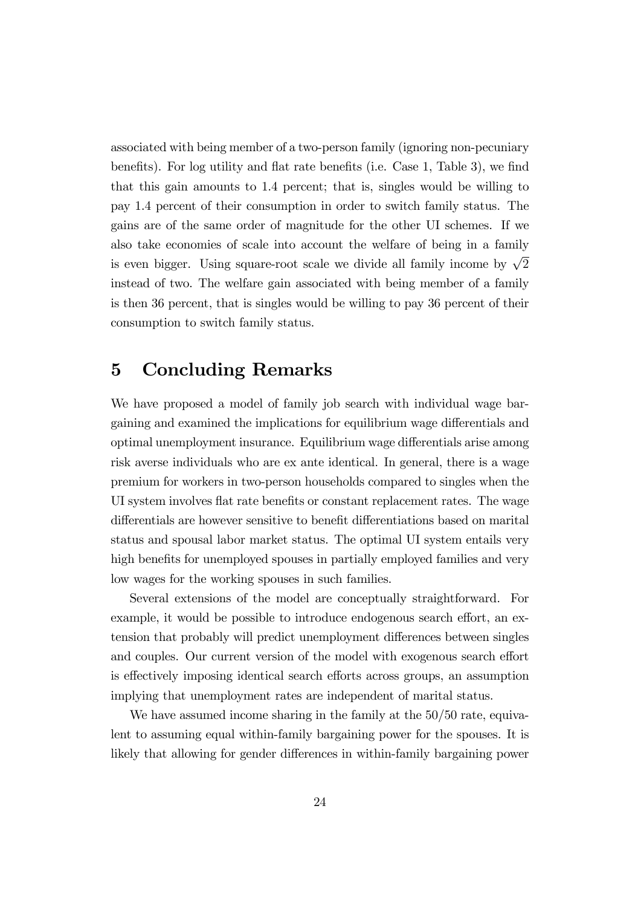associated with being member of a two-person family (ignoring non-pecuniary benefits). For log utility and flat rate benefits (i.e. Case 1, Table 3), we find that this gain amounts to 1.4 percent; that is, singles would be willing to pay 1.4 percent of their consumption in order to switch family status. The gains are of the same order of magnitude for the other UI schemes. If we also take economies of scale into account the welfare of being in a family is even bigger. Using square-root scale we divide all family income by $\sqrt{2}$ instead of two. The welfare gain associated with being member of a family is then 36 percent, that is singles would be willing to pay 36 percent of their consumption to switch family status.

# 5 Concluding Remarks

We have proposed a model of family job search with individual wage bargaining and examined the implications for equilibrium wage differentials and optimal unemployment insurance. Equilibrium wage differentials arise among risk averse individuals who are ex ante identical. In general, there is a wage premium for workers in two-person households compared to singles when the UI system involves flat rate benefits or constant replacement rates. The wage differentials are however sensitive to benefit differentiations based on marital status and spousal labor market status. The optimal UI system entails very high benefits for unemployed spouses in partially employed families and very low wages for the working spouses in such families.

Several extensions of the model are conceptually straightforward. For example, it would be possible to introduce endogenous search effort, an extension that probably will predict unemployment differences between singles and couples. Our current version of the model with exogenous search effort is effectively imposing identical search efforts across groups, an assumption implying that unemployment rates are independent of marital status.

We have assumed income sharing in the family at the 50/50 rate, equivalent to assuming equal within-family bargaining power for the spouses. It is likely that allowing for gender differences in within-family bargaining power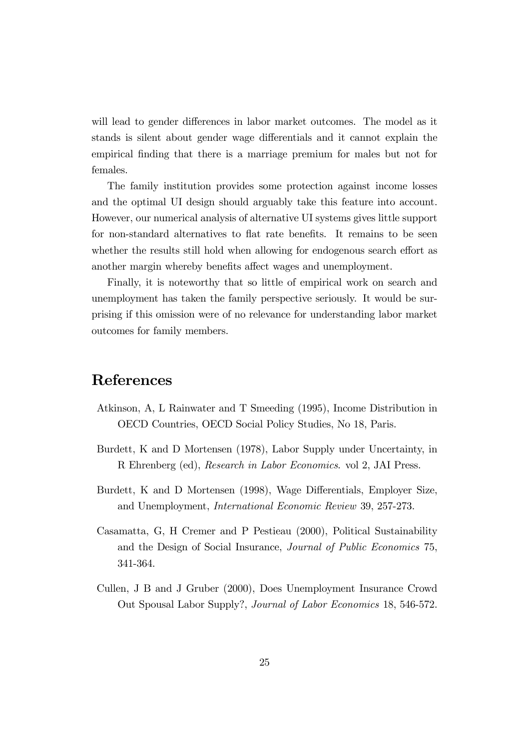will lead to gender differences in labor market outcomes. The model as it stands is silent about gender wage differentials and it cannot explain the empirical finding that there is a marriage premium for males but not for females.

The family institution provides some protection against income losses and the optimal UI design should arguably take this feature into account. However, our numerical analysis of alternative UI systems gives little support for non-standard alternatives to flat rate benefits. It remains to be seen whether the results still hold when allowing for endogenous search effort as another margin whereby benefits affect wages and unemployment.

Finally, it is noteworthy that so little of empirical work on search and unemployment has taken the family perspective seriously. It would be surprising if this omission were of no relevance for understanding labor market outcomes for family members.

# References

Atkinson, A, L Rainwater and T Smeeding (1995), Income Distribution in OECD Countries, OECD Social Policy Studies, No 18, Paris.

Burdett, K and D Mortensen (1978), Labor Supply under Uncertainty, in R Ehrenberg (ed), *Research in Labor Economics.* vol 2, JAI Press.

Burdett, K and D Mortensen (1998), Wage Differentials, Employer Size, and Unemployment, *International Economic Review* 39, 257-273.

Casamatta, G, H Cremer and P Pestieau (2000), Political Sustainability and the Design of Social Insurance, *Journal of Public Economics* 75, 341-364.

Cullen, J B and J Gruber (2000), Does Unemployment Insurance Crowd Out Spousal Labor Supply?, *Journal of Labor Economics* 18, 546-572.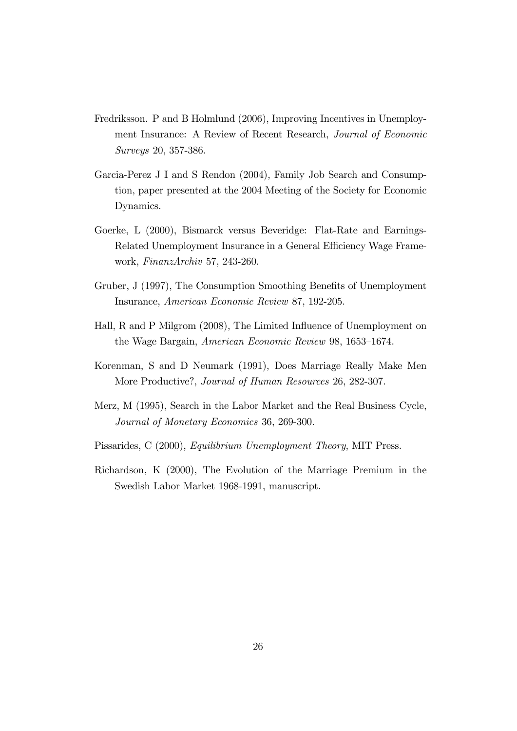Fredriksson. P and B Holmlund (2006), Improving Incentives in Unemployment Insurance: A Review of Recent Research, *Journal of Economic Surveys* 20, 357-386.

Garcia-Perez J I and S Rendon (2004), Family Job Search and Consumption, paper presented at the 2004 Meeting of the Society for Economic Dynamics.

Goerke, L (2000), Bismarck versus Beveridge: Flat-Rate and Earnings-Related Unemployment Insurance in a General Efficiency Wage Framework, *FinanzArchiv* 57, 243-260.

Gruber, J (1997), The Consumption Smoothing Benefits of Unemployment Insurance, *American Economic Review* 87, 192-205.

Hall, R and P Milgrom (2008), The Limited Influence of Unemployment on the Wage Bargain, *American Economic Review* 98, 1653–1674.

Korenman, S and D Neumark (1991), Does Marriage Really Make Men More Productive?, *Journal of Human Resources* 26, 282-307.

Merz, M (1995), Search in the Labor Market and the Real Business Cycle, *Journal of Monetary Economics* 36, 269-300.

Pissarides, C (2000), *Equilibrium Unemployment Theory*, MIT Press.

Richardson, K (2000), The Evolution of the Marriage Premium in the Swedish Labor Market 1968-1991, manuscript.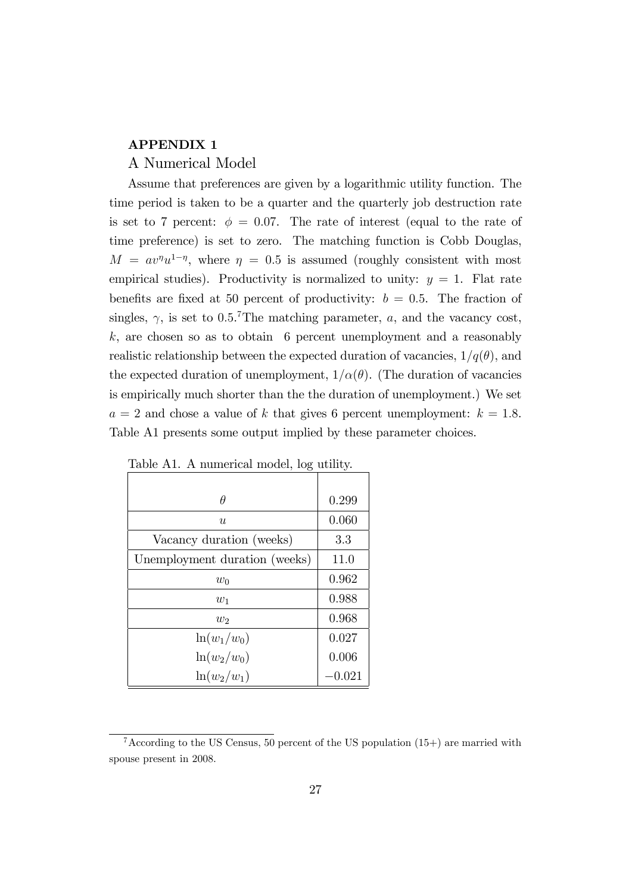## APPENDIX 1

### A Numerical Model

Assume that preferences are given by a logarithmic utility function. The time period is taken to be a quarter and the quarterly job destruction rate is set to 7 percent: $\phi = 0.07$. The rate of interest (equal to the rate of time preference) is set to zero. The matching function is Cobb Douglas, $M = av^{\eta}u^{1-\eta}$, where $\eta = 0.5$ is assumed (roughly consistent with most empirical studies). Productivity is normalized to unity: $y = 1$. Flat rate benefits are fixed at 50 percent of productivity: $b = 0.5$. The fraction of singles, $\gamma$, is set to 0.5.[7] The matching parameter, $a$, and the vacancy cost, $k$, are chosen so as to obtain 6 percent unemployment and a reasonably realistic relationship between the expected duration of vacancies, $1/q(\theta)$, and the expected duration of unemployment, $1/\alpha(\theta)$. (The duration of vacancies is empirically much shorter than the the duration of unemployment.) We set $a = 2$ and chose a value of $k$ that gives 6 percent unemployment: $k = 1.8$. Table A1 presents some output implied by these parameter choices.

Table A1. A numerical model, log utility.

| | |
|---|---|
| $\theta$ | 0.299 |
| $u$ | 0.060 |
| Vacancy duration (weeks) | 3.3 |
| Unemployment duration (weeks) | 11.0 |
| $w_0$ | 0.962 |
| $w_1$ | 0.988 |
| $w_2$ | 0.968 |
| $\ln(w_1/w_0)$ | 0.027 |
| $\ln(w_2/w_0)$ | 0.006 |
| $\ln(w_2/w_1)$ | $-0.021$ |

[7] According to the US Census, 50 percent of the US population (15+) are married with spouse present in 2008.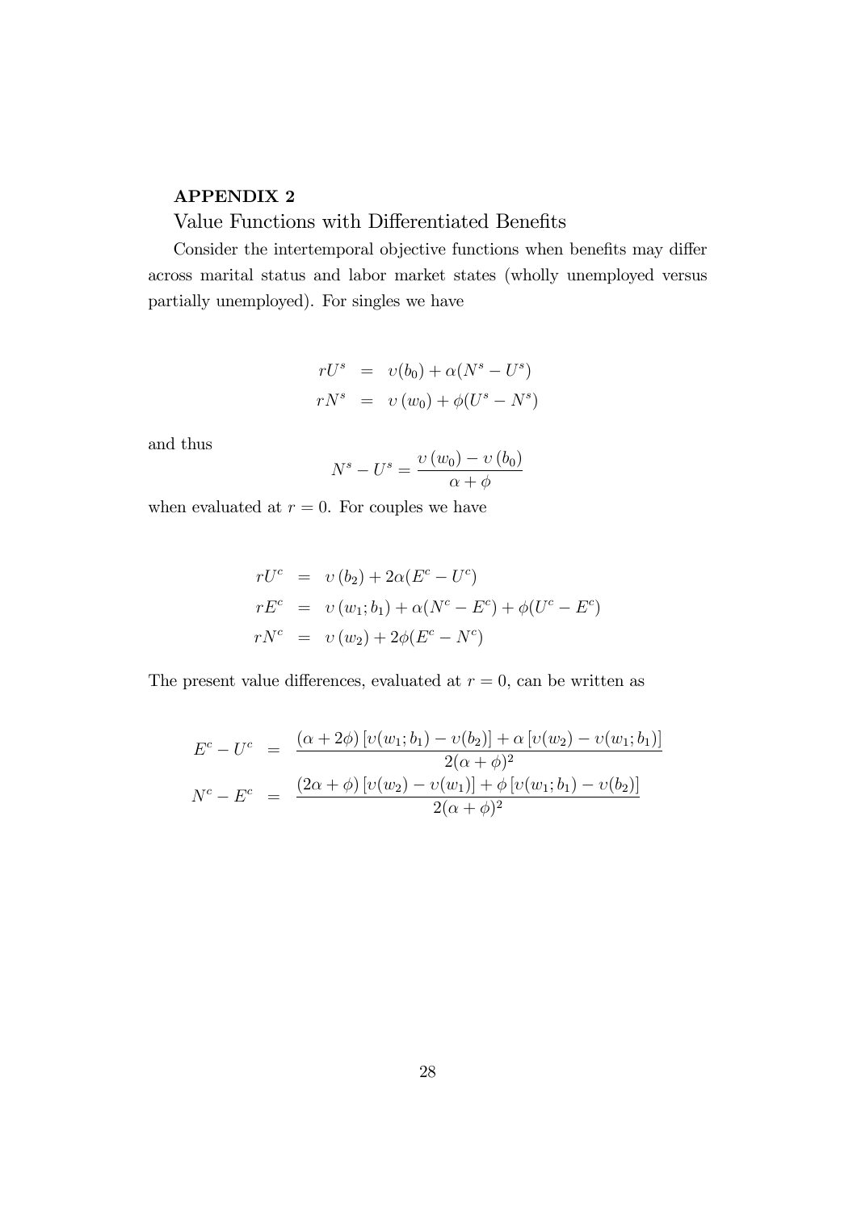## APPENDIX 2

Value Functions with Differentiated Benefits

Consider the intertemporal objective functions when benefits may differ across marital status and labor market states (wholly unemployed versus partially unemployed). For singles we have

$$
\begin{aligned}
rU^s &= \upsilon(b_0) + \alpha(N^s - U^s) \\
rN^s &= \upsilon(w_0) + \phi(U^s - N^s)
\end{aligned}
$$

and thus

$$
N^s - U^s = \frac{\upsilon(w_0) - \upsilon(b_0)}{\alpha + \phi}
$$

when evaluated at $r = 0$. For couples we have

$$
\begin{aligned}
rU^c &= \upsilon(b_2) + 2\alpha(E^c - U^c) \\
rE^c &= \upsilon(w_1; b_1) + \alpha(N^c - E^c) + \phi(U^c - E^c) \\
rN^c &= \upsilon(w_2) + 2\phi(E^c - N^c)
\end{aligned}
$$

The present value differences, evaluated at $r = 0$, can be written as

$$
\begin{aligned}
E^c - U^c &= \frac{(\alpha + 2\phi)\left[\upsilon(w_1; b_1) - \upsilon(b_2)\right] + \alpha\left[\upsilon(w_2) - \upsilon(w_1; b_1)\right]}{2(\alpha + \phi)^2} \\
N^c - E^c &= \frac{(2\alpha + \phi)\left[\upsilon(w_2) - \upsilon(w_1)\right] + \phi\left[\upsilon(w_1; b_1) - \upsilon(b_2)\right]}{2(\alpha + \phi)^2}
\end{aligned}
$$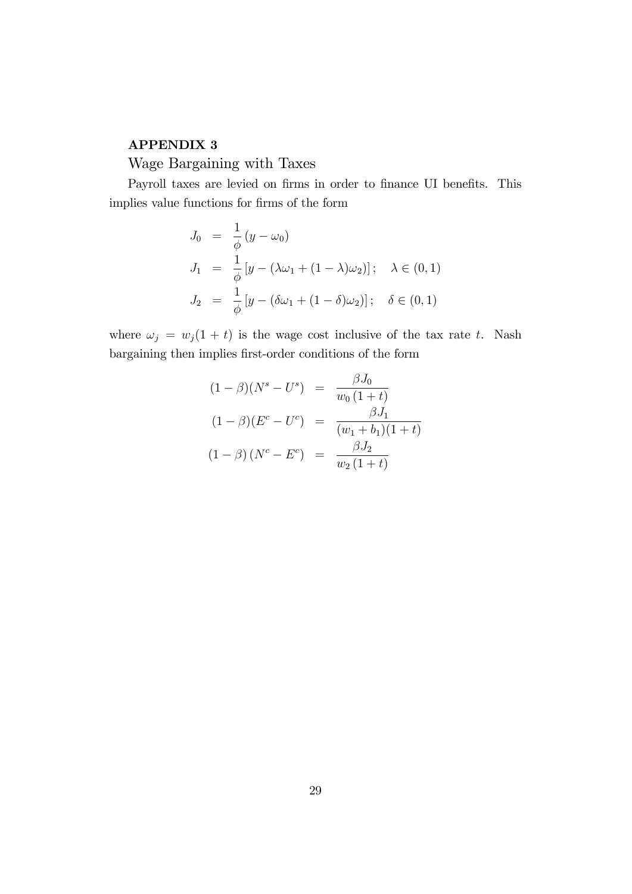## APPENDIX 3

Wage Bargaining with Taxes

Payroll taxes are levied on firms in order to finance UI benefits. This implies value functions for firms of the form

$$
\begin{aligned}
J_0 &= \frac{1}{\phi}\left(y - \omega_0\right) \\
J_1 &= \frac{1}{\phi}\left[y - (\lambda\omega_1 + (1-\lambda)\omega_2)\right]; \quad \lambda \in (0,1) \\
J_2 &= \frac{1}{\phi}\left[y - (\delta\omega_1 + (1-\delta)\omega_2)\right]; \quad \delta \in (0,1)
\end{aligned}
$$

where $\omega_j = w_j(1+t)$ is the wage cost inclusive of the tax rate $t$. Nash bargaining then implies first-order conditions of the form

$$
\begin{aligned}
(1-\beta)(N^s - U^s) &= \frac{\beta J_0}{w_0\,(1+t)} \\
(1-\beta)(E^c - U^c) &= \frac{\beta J_1}{(w_1 + b_1)(1+t)} \\
(1-\beta)\,(N^c - E^c) &= \frac{\beta J_2}{w_2\,(1+t)}
\end{aligned}
$$